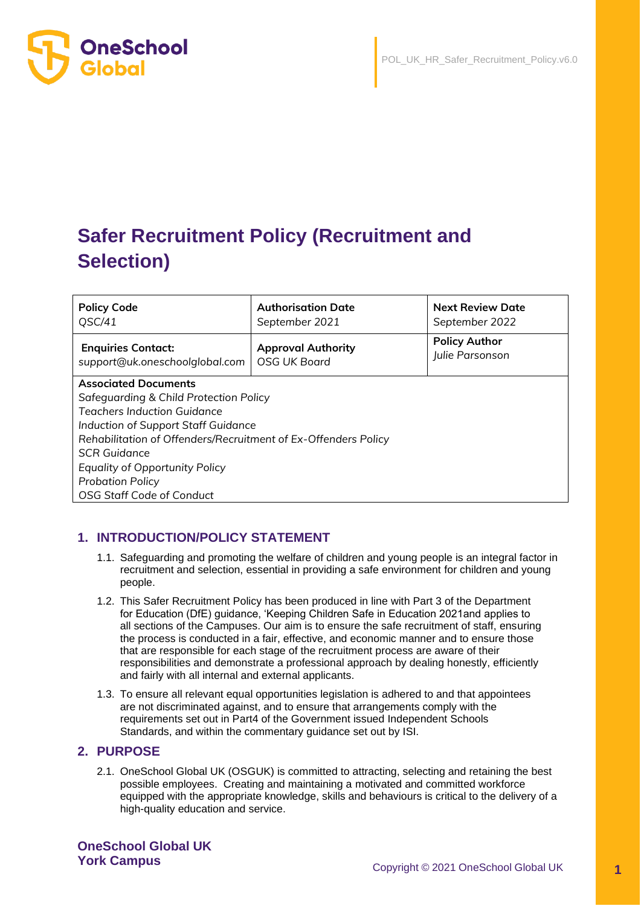# Safer Recruitment Policy (Recruitment and Selection)

| **Policy Code**<br>*QSC/41* | **Authorisation Date**<br>*September 2021* | **Next Review Date**<br>*September 2022* |
|---|---|---|
| **Enquiries Contact:**<br>*support@uk.oneschoolglobal.com* | **Approval Authority**<br>*OSG UK Board* | **Policy Author**<br>*Julie Parsonson* |

**Associated Documents**
*Safeguarding & Child Protection Policy*
*Teachers Induction Guidance*
*Induction of Support Staff Guidance*
*Rehabilitation of Offenders/Recruitment of Ex-Offenders Policy*
*SCR Guidance*
*Equality of Opportunity Policy*
*Probation Policy*
*OSG Staff Code of Conduct*

## 1. INTRODUCTION/POLICY STATEMENT

1.1. Safeguarding and promoting the welfare of children and young people is an integral factor in recruitment and selection, essential in providing a safe environment for children and young people.

1.2. This Safer Recruitment Policy has been produced in line with Part 3 of the Department for Education (DfE) guidance, 'Keeping Children Safe in Education 2021and applies to all sections of the Campuses. Our aim is to ensure the safe recruitment of staff, ensuring the process is conducted in a fair, effective, and economic manner and to ensure those that are responsible for each stage of the recruitment process are aware of their responsibilities and demonstrate a professional approach by dealing honestly, efficiently and fairly with all internal and external applicants.

1.3. To ensure all relevant equal opportunities legislation is adhered to and that appointees are not discriminated against, and to ensure that arrangements comply with the requirements set out in Part4 of the Government issued Independent Schools Standards, and within the commentary guidance set out by ISI.

## 2. PURPOSE

2.1. OneSchool Global UK (OSGUK) is committed to attracting, selecting and retaining the best possible employees. Creating and maintaining a motivated and committed workforce equipped with the appropriate knowledge, skills and behaviours is critical to the delivery of a high-quality education and service.

**OneSchool Global UK**
**York Campus**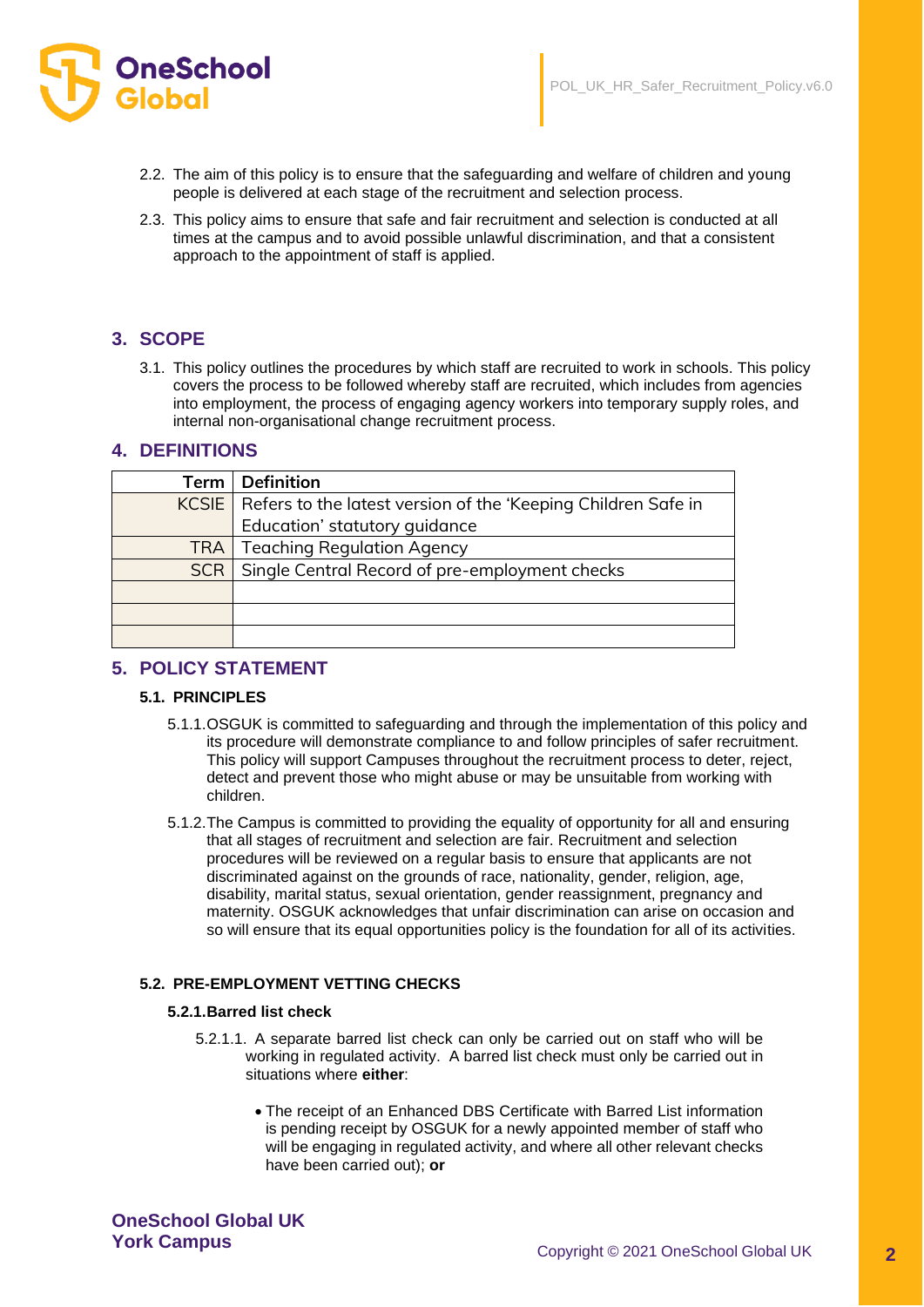2.2. The aim of this policy is to ensure that the safeguarding and welfare of children and young people is delivered at each stage of the recruitment and selection process.

2.3. This policy aims to ensure that safe and fair recruitment and selection is conducted at all times at the campus and to avoid possible unlawful discrimination, and that a consistent approach to the appointment of staff is applied.

## 3. SCOPE

3.1. This policy outlines the procedures by which staff are recruited to work in schools. This policy covers the process to be followed whereby staff are recruited, which includes from agencies into employment, the process of engaging agency workers into temporary supply roles, and internal non-organisational change recruitment process.

## 4. DEFINITIONS

| Term | Definition |
|---|---|
| KCSIE | Refers to the latest version of the 'Keeping Children Safe in Education' statutory guidance |
| TRA | Teaching Regulation Agency |
| SCR | Single Central Record of pre-employment checks |
| | |
| | |
| | |

## 5. POLICY STATEMENT

### 5.1. PRINCIPLES

5.1.1. OSGUK is committed to safeguarding and through the implementation of this policy and its procedure will demonstrate compliance to and follow principles of safer recruitment. This policy will support Campuses throughout the recruitment process to deter, reject, detect and prevent those who might abuse or may be unsuitable from working with children.

5.1.2. The Campus is committed to providing the equality of opportunity for all and ensuring that all stages of recruitment and selection are fair. Recruitment and selection procedures will be reviewed on a regular basis to ensure that applicants are not discriminated against on the grounds of race, nationality, gender, religion, age, disability, marital status, sexual orientation, gender reassignment, pregnancy and maternity. OSGUK acknowledges that unfair discrimination can arise on occasion and so will ensure that its equal opportunities policy is the foundation for all of its activities.

### 5.2. PRE-EMPLOYMENT VETTING CHECKS

#### 5.2.1. Barred list check

5.2.1.1. A separate barred list check can only be carried out on staff who will be working in regulated activity. A barred list check must only be carried out in situations where **either**:

- The receipt of an Enhanced DBS Certificate with Barred List information is pending receipt by OSGUK for a newly appointed member of staff who will be engaging in regulated activity, and where all other relevant checks have been carried out); **or**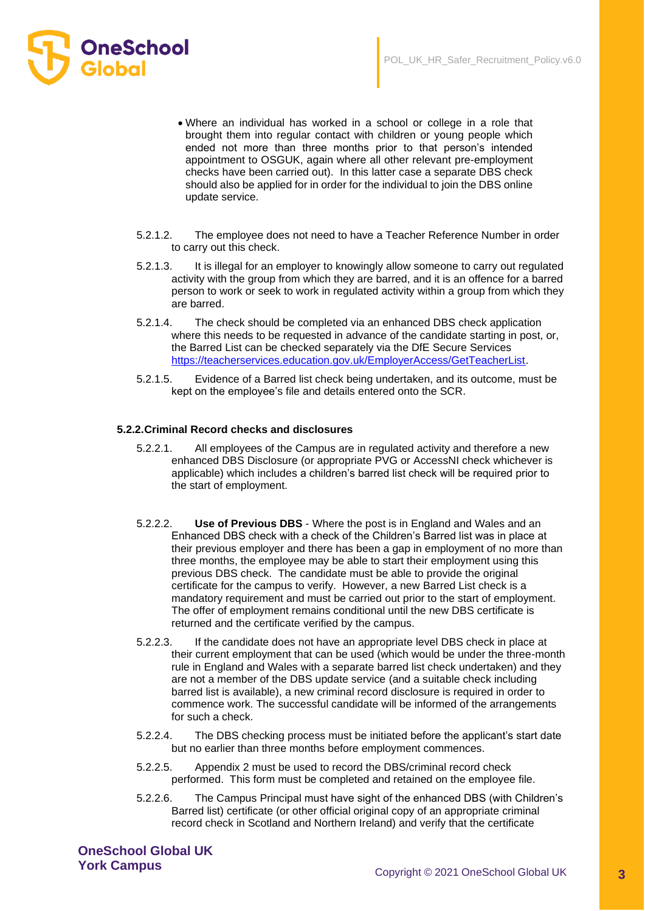- Where an individual has worked in a school or college in a role that brought them into regular contact with children or young people which ended not more than three months prior to that person's intended appointment to OSGUK, again where all other relevant pre-employment checks have been carried out). In this latter case a separate DBS check should also be applied for in order for the individual to join the DBS online update service.

5.2.1.2. The employee does not need to have a Teacher Reference Number in order to carry out this check.

5.2.1.3. It is illegal for an employer to knowingly allow someone to carry out regulated activity with the group from which they are barred, and it is an offence for a barred person to work or seek to work in regulated activity within a group from which they are barred.

5.2.1.4. The check should be completed via an enhanced DBS check application where this needs to be requested in advance of the candidate starting in post, or, the Barred List can be checked separately via the DfE Secure Services https://teacherservices.education.gov.uk/EmployerAccess/GetTeacherList.

5.2.1.5. Evidence of a Barred list check being undertaken, and its outcome, must be kept on the employee's file and details entered onto the SCR.

**5.2.2. Criminal Record checks and disclosures**

5.2.2.1. All employees of the Campus are in regulated activity and therefore a new enhanced DBS Disclosure (or appropriate PVG or AccessNI check whichever is applicable) which includes a children's barred list check will be required prior to the start of employment.

5.2.2.2. **Use of Previous DBS** - Where the post is in England and Wales and an Enhanced DBS check with a check of the Children's Barred list was in place at their previous employer and there has been a gap in employment of no more than three months, the employee may be able to start their employment using this previous DBS check. The candidate must be able to provide the original certificate for the campus to verify. However, a new Barred List check is a mandatory requirement and must be carried out prior to the start of employment. The offer of employment remains conditional until the new DBS certificate is returned and the certificate verified by the campus.

5.2.2.3. If the candidate does not have an appropriate level DBS check in place at their current employment that can be used (which would be under the three-month rule in England and Wales with a separate barred list check undertaken) and they are not a member of the DBS update service (and a suitable check including barred list is available), a new criminal record disclosure is required in order to commence work. The successful candidate will be informed of the arrangements for such a check.

5.2.2.4. The DBS checking process must be initiated before the applicant's start date but no earlier than three months before employment commences.

5.2.2.5. Appendix 2 must be used to record the DBS/criminal record check performed. This form must be completed and retained on the employee file.

5.2.2.6. The Campus Principal must have sight of the enhanced DBS (with Children's Barred list) certificate (or other official original copy of an appropriate criminal record check in Scotland and Northern Ireland) and verify that the certificate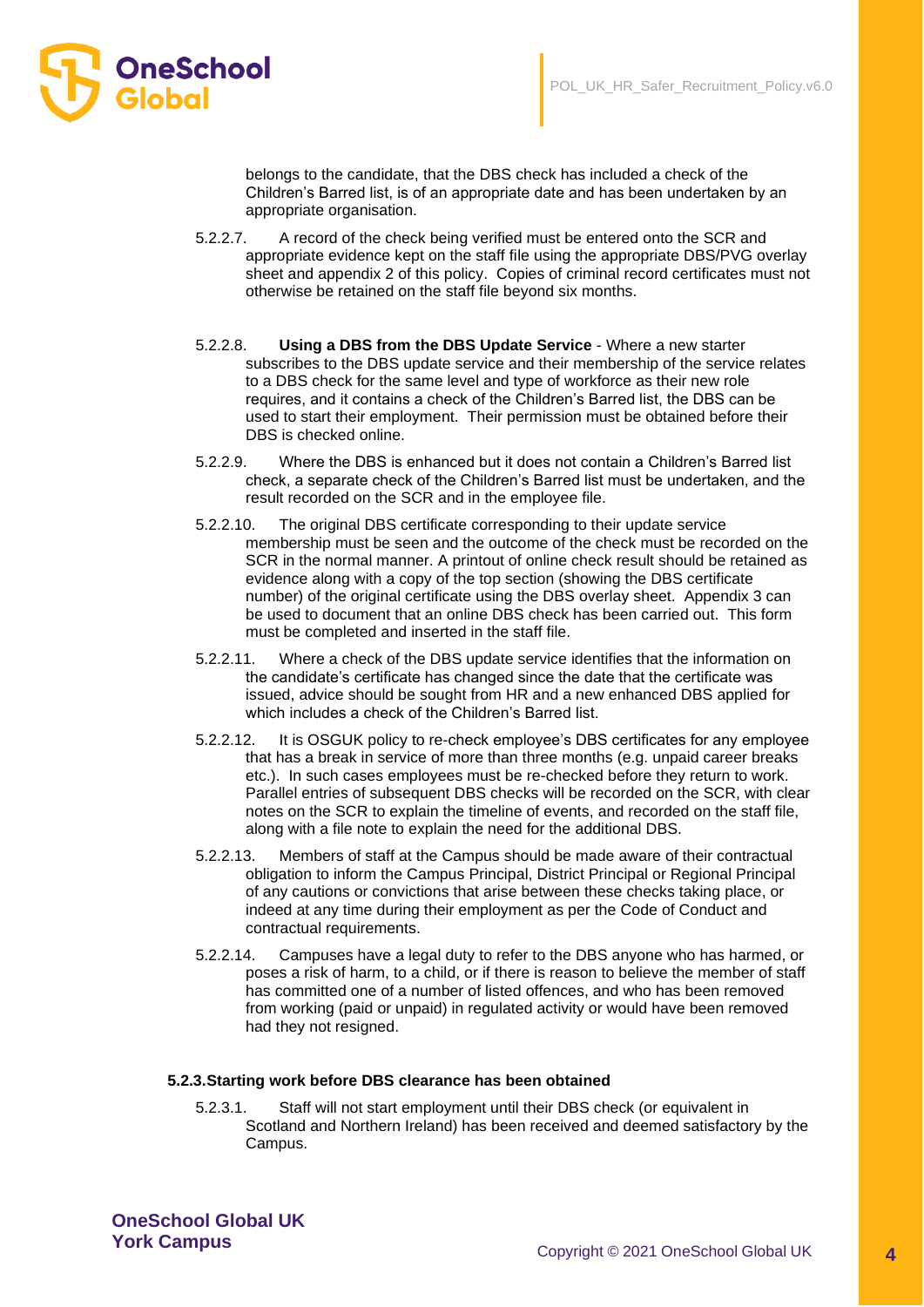belongs to the candidate, that the DBS check has included a check of the Children's Barred list, is of an appropriate date and has been undertaken by an appropriate organisation.

5.2.2.7. A record of the check being verified must be entered onto the SCR and appropriate evidence kept on the staff file using the appropriate DBS/PVG overlay sheet and appendix 2 of this policy. Copies of criminal record certificates must not otherwise be retained on the staff file beyond six months.

5.2.2.8. **Using a DBS from the DBS Update Service** - Where a new starter subscribes to the DBS update service and their membership of the service relates to a DBS check for the same level and type of workforce as their new role requires, and it contains a check of the Children's Barred list, the DBS can be used to start their employment. Their permission must be obtained before their DBS is checked online.

5.2.2.9. Where the DBS is enhanced but it does not contain a Children's Barred list check, a separate check of the Children's Barred list must be undertaken, and the result recorded on the SCR and in the employee file.

5.2.2.10. The original DBS certificate corresponding to their update service membership must be seen and the outcome of the check must be recorded on the SCR in the normal manner. A printout of online check result should be retained as evidence along with a copy of the top section (showing the DBS certificate number) of the original certificate using the DBS overlay sheet. Appendix 3 can be used to document that an online DBS check has been carried out. This form must be completed and inserted in the staff file.

5.2.2.11. Where a check of the DBS update service identifies that the information on the candidate's certificate has changed since the date that the certificate was issued, advice should be sought from HR and a new enhanced DBS applied for which includes a check of the Children's Barred list.

5.2.2.12. It is OSGUK policy to re-check employee's DBS certificates for any employee that has a break in service of more than three months (e.g. unpaid career breaks etc.). In such cases employees must be re-checked before they return to work. Parallel entries of subsequent DBS checks will be recorded on the SCR, with clear notes on the SCR to explain the timeline of events, and recorded on the staff file, along with a file note to explain the need for the additional DBS.

5.2.2.13. Members of staff at the Campus should be made aware of their contractual obligation to inform the Campus Principal, District Principal or Regional Principal of any cautions or convictions that arise between these checks taking place, or indeed at any time during their employment as per the Code of Conduct and contractual requirements.

5.2.2.14. Campuses have a legal duty to refer to the DBS anyone who has harmed, or poses a risk of harm, to a child, or if there is reason to believe the member of staff has committed one of a number of listed offences, and who has been removed from working (paid or unpaid) in regulated activity or would have been removed had they not resigned.

#### 5.2.3. Starting work before DBS clearance has been obtained

5.2.3.1. Staff will not start employment until their DBS check (or equivalent in Scotland and Northern Ireland) has been received and deemed satisfactory by the Campus.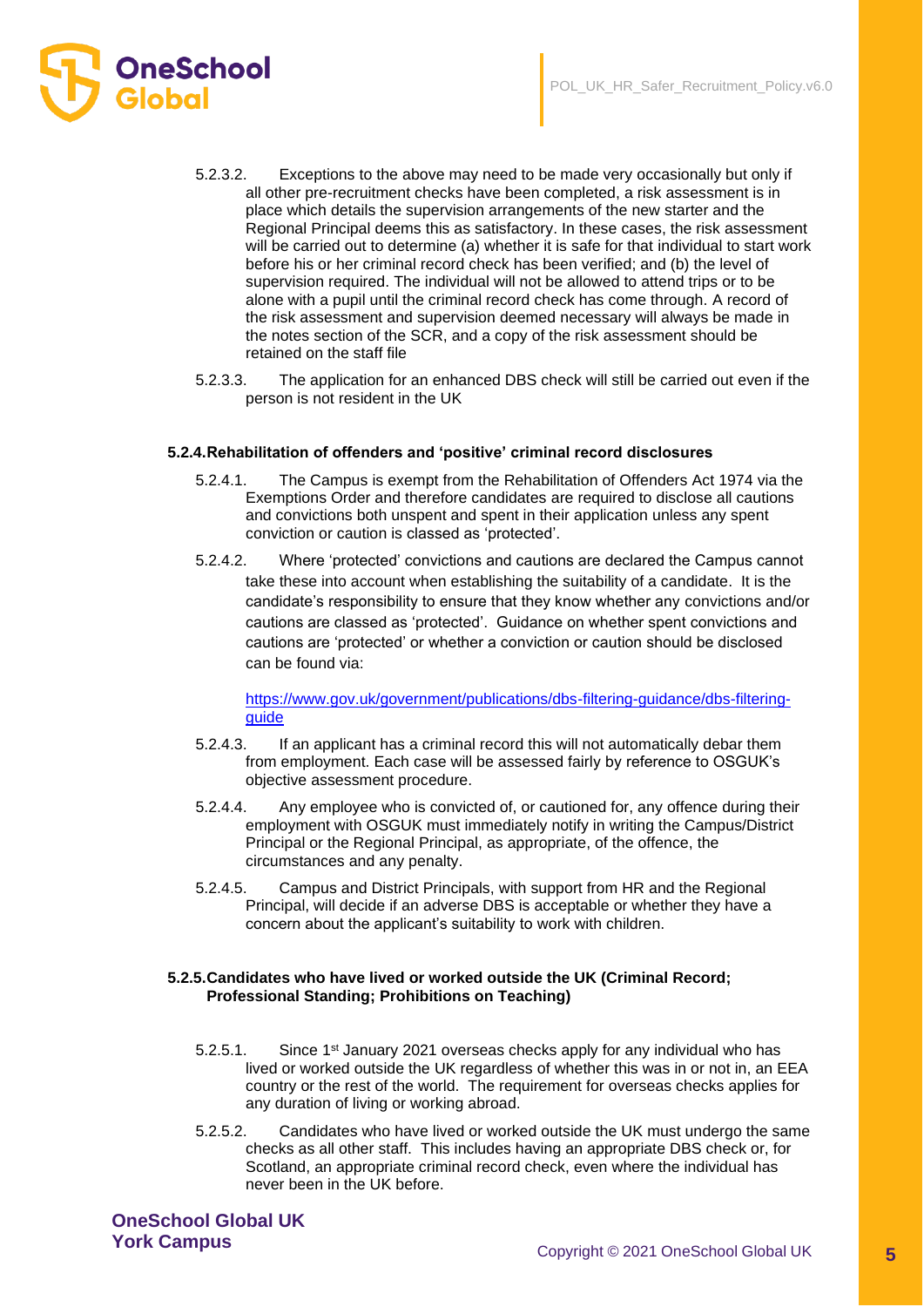5.2.3.2. Exceptions to the above may need to be made very occasionally but only if all other pre-recruitment checks have been completed, a risk assessment is in place which details the supervision arrangements of the new starter and the Regional Principal deems this as satisfactory. In these cases, the risk assessment will be carried out to determine (a) whether it is safe for that individual to start work before his or her criminal record check has been verified; and (b) the level of supervision required. The individual will not be allowed to attend trips or to be alone with a pupil until the criminal record check has come through. A record of the risk assessment and supervision deemed necessary will always be made in the notes section of the SCR, and a copy of the risk assessment should be retained on the staff file

5.2.3.3. The application for an enhanced DBS check will still be carried out even if the person is not resident in the UK

#### 5.2.4. Rehabilitation of offenders and 'positive' criminal record disclosures

5.2.4.1. The Campus is exempt from the Rehabilitation of Offenders Act 1974 via the Exemptions Order and therefore candidates are required to disclose all cautions and convictions both unspent and spent in their application unless any spent conviction or caution is classed as 'protected'.

5.2.4.2. Where 'protected' convictions and cautions are declared the Campus cannot take these into account when establishing the suitability of a candidate. It is the candidate's responsibility to ensure that they know whether any convictions and/or cautions are classed as 'protected'. Guidance on whether spent convictions and cautions are 'protected' or whether a conviction or caution should be disclosed can be found via:

[https://www.gov.uk/government/publications/dbs-filtering-guidance/dbs-filtering-guide](https://www.gov.uk/government/publications/dbs-filtering-guidance/dbs-filtering-guide)

5.2.4.3. If an applicant has a criminal record this will not automatically debar them from employment. Each case will be assessed fairly by reference to OSGUK's objective assessment procedure.

5.2.4.4. Any employee who is convicted of, or cautioned for, any offence during their employment with OSGUK must immediately notify in writing the Campus/District Principal or the Regional Principal, as appropriate, of the offence, the circumstances and any penalty.

5.2.4.5. Campus and District Principals, with support from HR and the Regional Principal, will decide if an adverse DBS is acceptable or whether they have a concern about the applicant's suitability to work with children.

#### 5.2.5. Candidates who have lived or worked outside the UK (Criminal Record; Professional Standing; Prohibitions on Teaching)

5.2.5.1. Since 1st January 2021 overseas checks apply for any individual who has lived or worked outside the UK regardless of whether this was in or not in, an EEA country or the rest of the world. The requirement for overseas checks applies for any duration of living or working abroad.

5.2.5.2. Candidates who have lived or worked outside the UK must undergo the same checks as all other staff. This includes having an appropriate DBS check or, for Scotland, an appropriate criminal record check, even where the individual has never been in the UK before.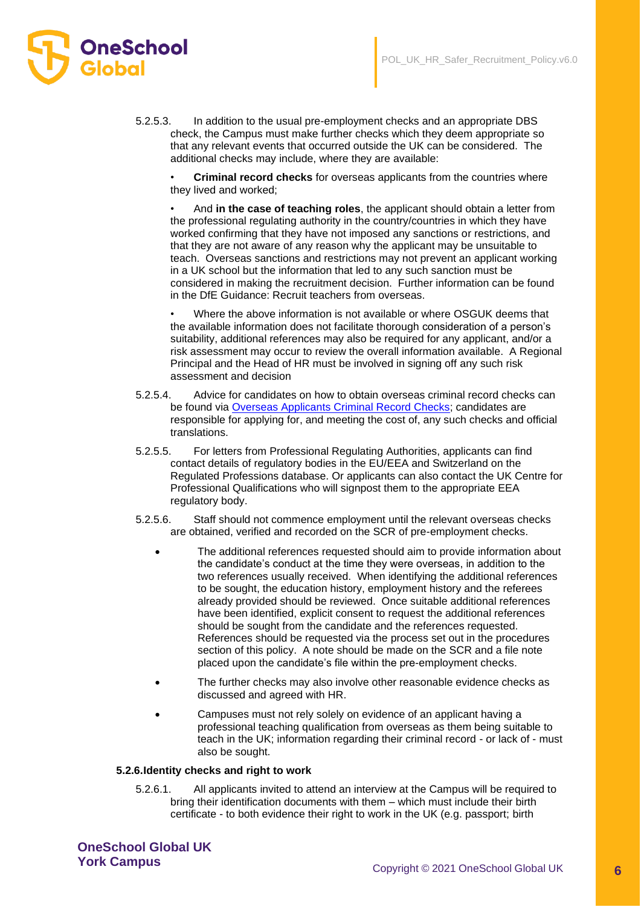5.2.5.3. In addition to the usual pre-employment checks and an appropriate DBS check, the Campus must make further checks which they deem appropriate so that any relevant events that occurred outside the UK can be considered. The additional checks may include, where they are available:

• **Criminal record checks** for overseas applicants from the countries where they lived and worked;

• And **in the case of teaching roles**, the applicant should obtain a letter from the professional regulating authority in the country/countries in which they have worked confirming that they have not imposed any sanctions or restrictions, and that they are not aware of any reason why the applicant may be unsuitable to teach. Overseas sanctions and restrictions may not prevent an applicant working in a UK school but the information that led to any such sanction must be considered in making the recruitment decision. Further information can be found in the DfE Guidance: Recruit teachers from overseas.

• Where the above information is not available or where OSGUK deems that the available information does not facilitate thorough consideration of a person's suitability, additional references may also be required for any applicant, and/or a risk assessment may occur to review the overall information available. A Regional Principal and the Head of HR must be involved in signing off any such risk assessment and decision

5.2.5.4. Advice for candidates on how to obtain overseas criminal record checks can be found via Overseas Applicants Criminal Record Checks; candidates are responsible for applying for, and meeting the cost of, any such checks and official translations.

5.2.5.5. For letters from Professional Regulating Authorities, applicants can find contact details of regulatory bodies in the EU/EEA and Switzerland on the Regulated Professions database. Or applicants can also contact the UK Centre for Professional Qualifications who will signpost them to the appropriate EEA regulatory body.

5.2.5.6. Staff should not commence employment until the relevant overseas checks are obtained, verified and recorded on the SCR of pre-employment checks.

- The additional references requested should aim to provide information about the candidate's conduct at the time they were overseas, in addition to the two references usually received. When identifying the additional references to be sought, the education history, employment history and the referees already provided should be reviewed. Once suitable additional references have been identified, explicit consent to request the additional references should be sought from the candidate and the references requested. References should be requested via the process set out in the procedures section of this policy. A note should be made on the SCR and a file note placed upon the candidate's file within the pre-employment checks.
- The further checks may also involve other reasonable evidence checks as discussed and agreed with HR.
- Campuses must not rely solely on evidence of an applicant having a professional teaching qualification from overseas as them being suitable to teach in the UK; information regarding their criminal record - or lack of - must also be sought.

#### 5.2.6. Identity checks and right to work

5.2.6.1. All applicants invited to attend an interview at the Campus will be required to bring their identification documents with them – which must include their birth certificate - to both evidence their right to work in the UK (e.g. passport; birth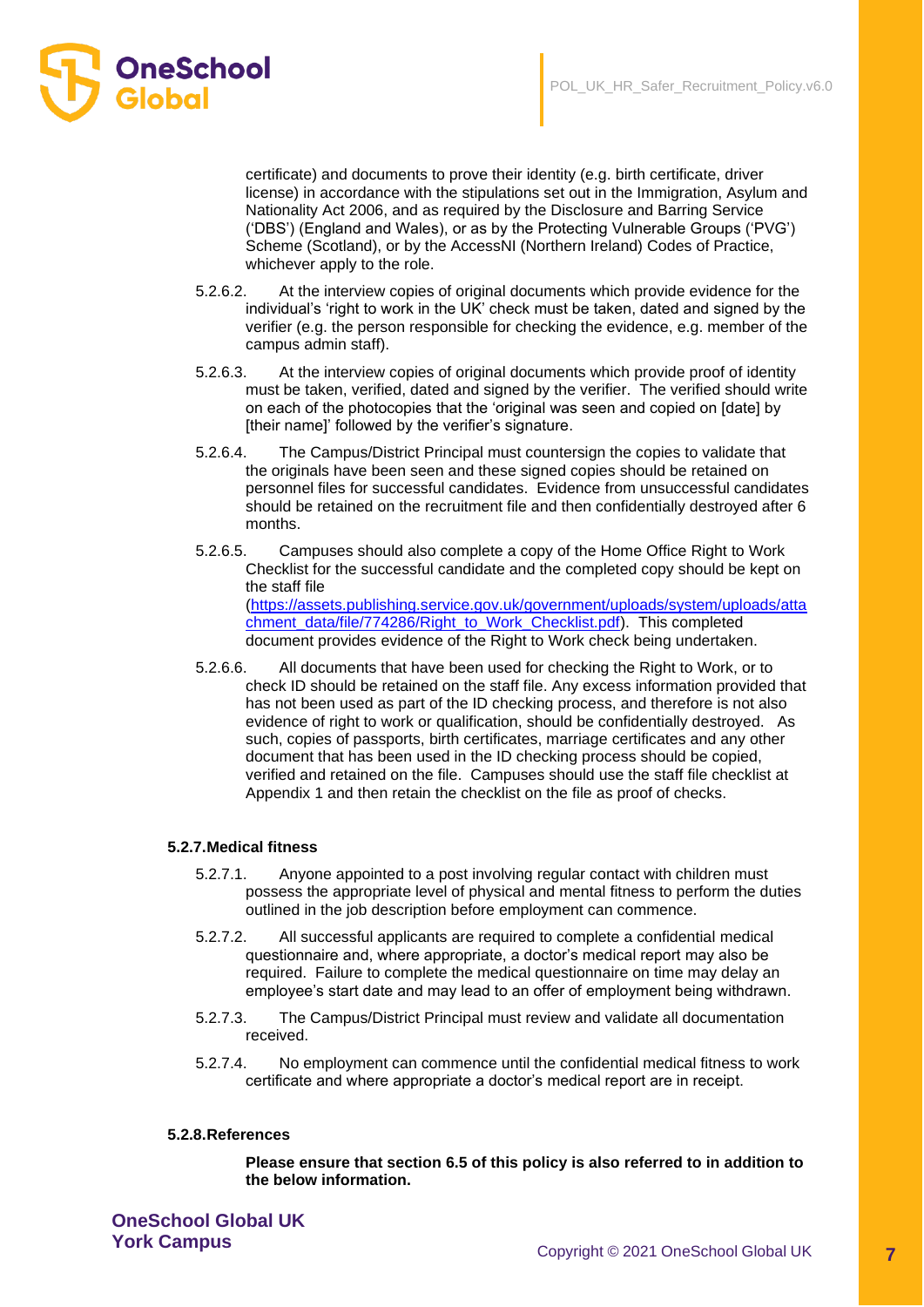certificate) and documents to prove their identity (e.g. birth certificate, driver license) in accordance with the stipulations set out in the Immigration, Asylum and Nationality Act 2006, and as required by the Disclosure and Barring Service ('DBS') (England and Wales), or as by the Protecting Vulnerable Groups ('PVG') Scheme (Scotland), or by the AccessNI (Northern Ireland) Codes of Practice, whichever apply to the role.

5.2.6.2. At the interview copies of original documents which provide evidence for the individual's 'right to work in the UK' check must be taken, dated and signed by the verifier (e.g. the person responsible for checking the evidence, e.g. member of the campus admin staff).

5.2.6.3. At the interview copies of original documents which provide proof of identity must be taken, verified, dated and signed by the verifier. The verified should write on each of the photocopies that the 'original was seen and copied on [date] by [their name]' followed by the verifier's signature.

5.2.6.4. The Campus/District Principal must countersign the copies to validate that the originals have been seen and these signed copies should be retained on personnel files for successful candidates. Evidence from unsuccessful candidates should be retained on the recruitment file and then confidentially destroyed after 6 months.

5.2.6.5. Campuses should also complete a copy of the Home Office Right to Work Checklist for the successful candidate and the completed copy should be kept on the staff file (https://assets.publishing.service.gov.uk/government/uploads/system/uploads/attachment_data/file/774286/Right_to_Work_Checklist.pdf). This completed document provides evidence of the Right to Work check being undertaken.

5.2.6.6. All documents that have been used for checking the Right to Work, or to check ID should be retained on the staff file. Any excess information provided that has not been used as part of the ID checking process, and therefore is not also evidence of right to work or qualification, should be confidentially destroyed. As such, copies of passports, birth certificates, marriage certificates and any other document that has been used in the ID checking process should be copied, verified and retained on the file. Campuses should use the staff file checklist at Appendix 1 and then retain the checklist on the file as proof of checks.

#### 5.2.7. Medical fitness

5.2.7.1. Anyone appointed to a post involving regular contact with children must possess the appropriate level of physical and mental fitness to perform the duties outlined in the job description before employment can commence.

5.2.7.2. All successful applicants are required to complete a confidential medical questionnaire and, where appropriate, a doctor's medical report may also be required. Failure to complete the medical questionnaire on time may delay an employee's start date and may lead to an offer of employment being withdrawn.

5.2.7.3. The Campus/District Principal must review and validate all documentation received.

5.2.7.4. No employment can commence until the confidential medical fitness to work certificate and where appropriate a doctor's medical report are in receipt.

#### 5.2.8. References

**Please ensure that section 6.5 of this policy is also referred to in addition to the below information.**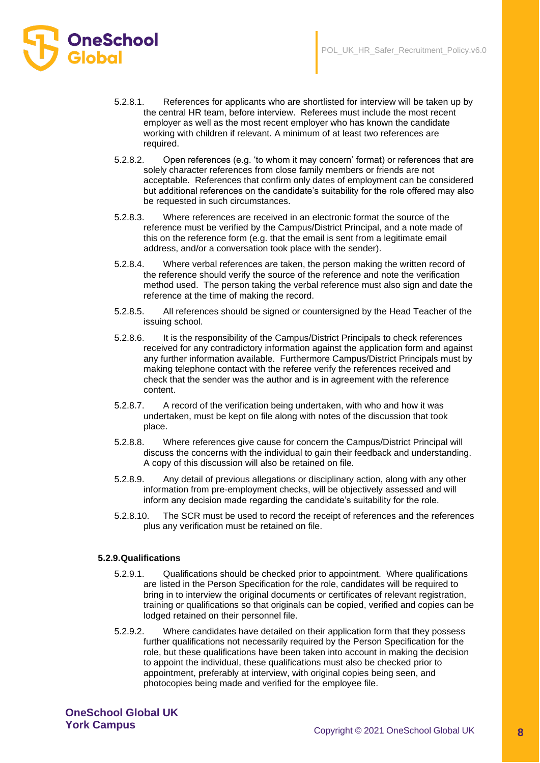5.2.8.1. References for applicants who are shortlisted for interview will be taken up by the central HR team, before interview. Referees must include the most recent employer as well as the most recent employer who has known the candidate working with children if relevant. A minimum of at least two references are required.

5.2.8.2. Open references (e.g. 'to whom it may concern' format) or references that are solely character references from close family members or friends are not acceptable. References that confirm only dates of employment can be considered but additional references on the candidate's suitability for the role offered may also be requested in such circumstances.

5.2.8.3. Where references are received in an electronic format the source of the reference must be verified by the Campus/District Principal, and a note made of this on the reference form (e.g. that the email is sent from a legitimate email address, and/or a conversation took place with the sender).

5.2.8.4. Where verbal references are taken, the person making the written record of the reference should verify the source of the reference and note the verification method used. The person taking the verbal reference must also sign and date the reference at the time of making the record.

5.2.8.5. All references should be signed or countersigned by the Head Teacher of the issuing school.

5.2.8.6. It is the responsibility of the Campus/District Principals to check references received for any contradictory information against the application form and against any further information available. Furthermore Campus/District Principals must by making telephone contact with the referee verify the references received and check that the sender was the author and is in agreement with the reference content.

5.2.8.7. A record of the verification being undertaken, with who and how it was undertaken, must be kept on file along with notes of the discussion that took place.

5.2.8.8. Where references give cause for concern the Campus/District Principal will discuss the concerns with the individual to gain their feedback and understanding. A copy of this discussion will also be retained on file.

5.2.8.9. Any detail of previous allegations or disciplinary action, along with any other information from pre-employment checks, will be objectively assessed and will inform any decision made regarding the candidate's suitability for the role.

5.2.8.10. The SCR must be used to record the receipt of references and the references plus any verification must be retained on file.

### 5.2.9. Qualifications

5.2.9.1. Qualifications should be checked prior to appointment. Where qualifications are listed in the Person Specification for the role, candidates will be required to bring in to interview the original documents or certificates of relevant registration, training or qualifications so that originals can be copied, verified and copies can be lodged retained on their personnel file.

5.2.9.2. Where candidates have detailed on their application form that they possess further qualifications not necessarily required by the Person Specification for the role, but these qualifications have been taken into account in making the decision to appoint the individual, these qualifications must also be checked prior to appointment, preferably at interview, with original copies being seen, and photocopies being made and verified for the employee file.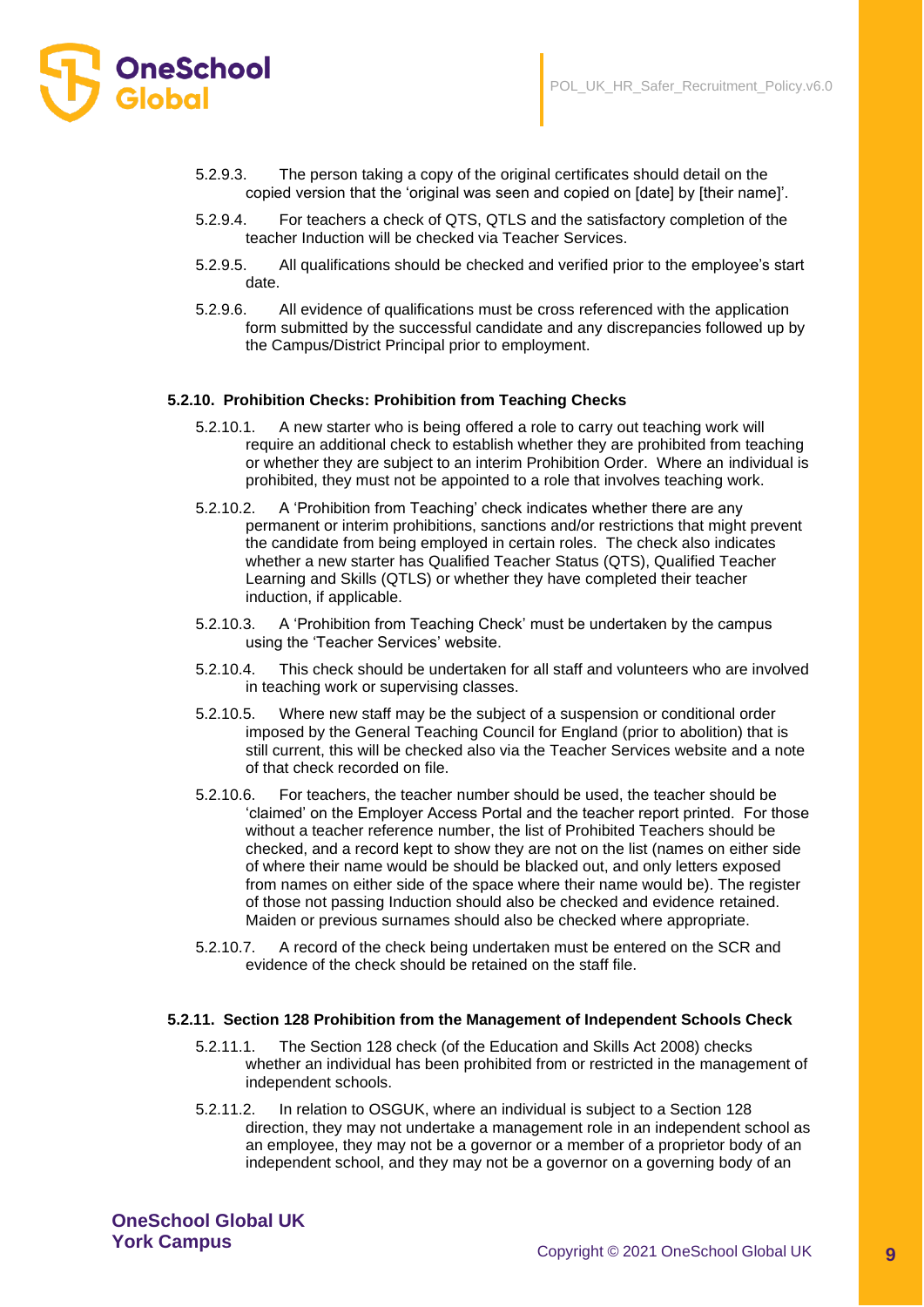5.2.9.3. The person taking a copy of the original certificates should detail on the copied version that the 'original was seen and copied on [date] by [their name]'.

5.2.9.4. For teachers a check of QTS, QTLS and the satisfactory completion of the teacher Induction will be checked via Teacher Services.

5.2.9.5. All qualifications should be checked and verified prior to the employee's start date.

5.2.9.6. All evidence of qualifications must be cross referenced with the application form submitted by the successful candidate and any discrepancies followed up by the Campus/District Principal prior to employment.

#### 5.2.10. Prohibition Checks: Prohibition from Teaching Checks

5.2.10.1. A new starter who is being offered a role to carry out teaching work will require an additional check to establish whether they are prohibited from teaching or whether they are subject to an interim Prohibition Order. Where an individual is prohibited, they must not be appointed to a role that involves teaching work.

5.2.10.2. A 'Prohibition from Teaching' check indicates whether there are any permanent or interim prohibitions, sanctions and/or restrictions that might prevent the candidate from being employed in certain roles. The check also indicates whether a new starter has Qualified Teacher Status (QTS), Qualified Teacher Learning and Skills (QTLS) or whether they have completed their teacher induction, if applicable.

5.2.10.3. A 'Prohibition from Teaching Check' must be undertaken by the campus using the 'Teacher Services' website.

5.2.10.4. This check should be undertaken for all staff and volunteers who are involved in teaching work or supervising classes.

5.2.10.5. Where new staff may be the subject of a suspension or conditional order imposed by the General Teaching Council for England (prior to abolition) that is still current, this will be checked also via the Teacher Services website and a note of that check recorded on file.

5.2.10.6. For teachers, the teacher number should be used, the teacher should be 'claimed' on the Employer Access Portal and the teacher report printed. For those without a teacher reference number, the list of Prohibited Teachers should be checked, and a record kept to show they are not on the list (names on either side of where their name would be should be blacked out, and only letters exposed from names on either side of the space where their name would be). The register of those not passing Induction should also be checked and evidence retained. Maiden or previous surnames should also be checked where appropriate.

5.2.10.7. A record of the check being undertaken must be entered on the SCR and evidence of the check should be retained on the staff file.

#### 5.2.11. Section 128 Prohibition from the Management of Independent Schools Check

5.2.11.1. The Section 128 check (of the Education and Skills Act 2008) checks whether an individual has been prohibited from or restricted in the management of independent schools.

5.2.11.2. In relation to OSGUK, where an individual is subject to a Section 128 direction, they may not undertake a management role in an independent school as an employee, they may not be a governor or a member of a proprietor body of an independent school, and they may not be a governor on a governing body of an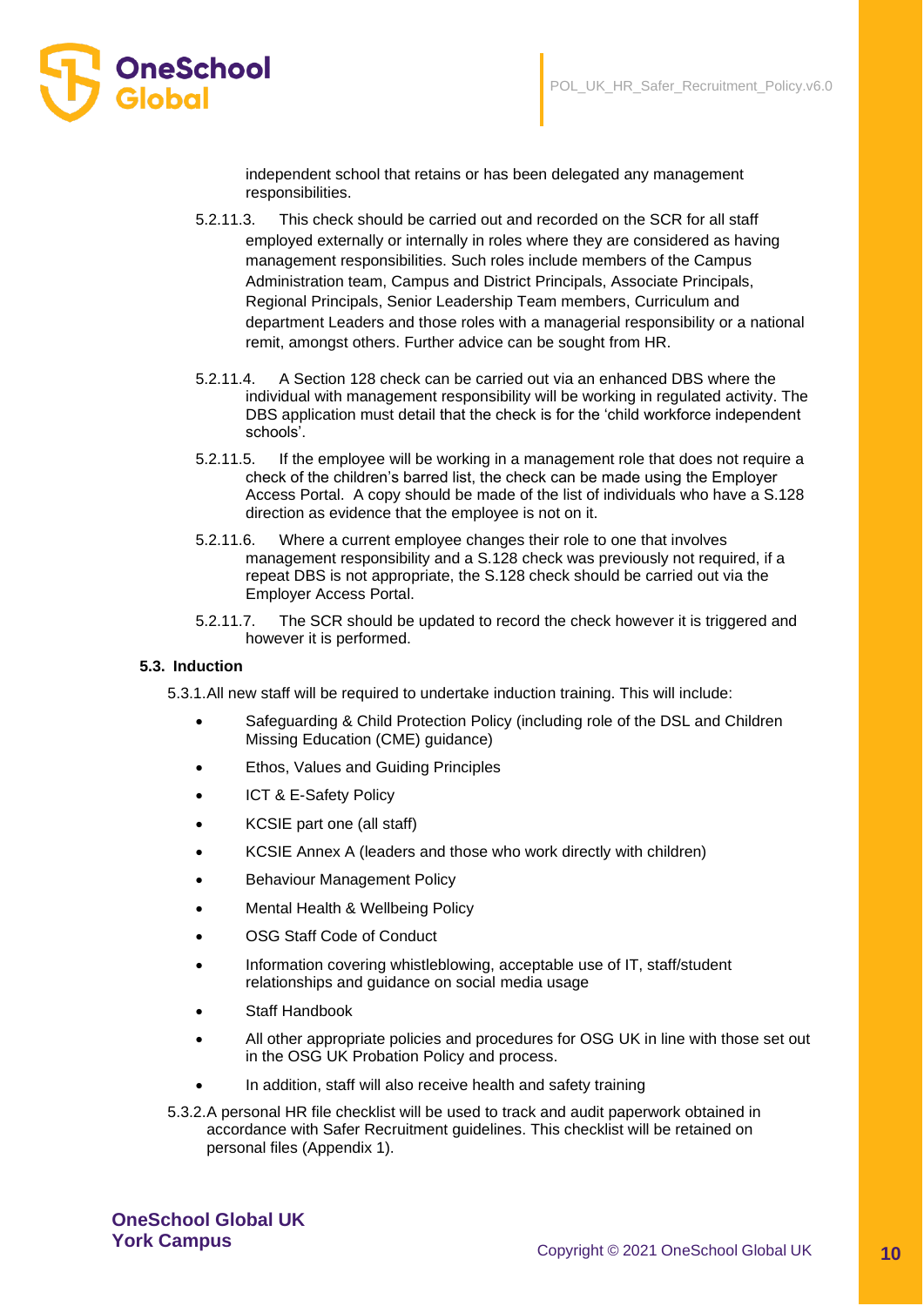independent school that retains or has been delegated any management responsibilities.

5.2.11.3. This check should be carried out and recorded on the SCR for all staff employed externally or internally in roles where they are considered as having management responsibilities. Such roles include members of the Campus Administration team, Campus and District Principals, Associate Principals, Regional Principals, Senior Leadership Team members, Curriculum and department Leaders and those roles with a managerial responsibility or a national remit, amongst others. Further advice can be sought from HR.

5.2.11.4. A Section 128 check can be carried out via an enhanced DBS where the individual with management responsibility will be working in regulated activity. The DBS application must detail that the check is for the 'child workforce independent schools'.

5.2.11.5. If the employee will be working in a management role that does not require a check of the children's barred list, the check can be made using the Employer Access Portal. A copy should be made of the list of individuals who have a S.128 direction as evidence that the employee is not on it.

5.2.11.6. Where a current employee changes their role to one that involves management responsibility and a S.128 check was previously not required, if a repeat DBS is not appropriate, the S.128 check should be carried out via the Employer Access Portal.

5.2.11.7. The SCR should be updated to record the check however it is triggered and however it is performed.

**5.3. Induction**

5.3.1. All new staff will be required to undertake induction training. This will include:

- Safeguarding & Child Protection Policy (including role of the DSL and Children Missing Education (CME) guidance)
- Ethos, Values and Guiding Principles
- ICT & E-Safety Policy
- KCSIE part one (all staff)
- KCSIE Annex A (leaders and those who work directly with children)
- Behaviour Management Policy
- Mental Health & Wellbeing Policy
- OSG Staff Code of Conduct
- Information covering whistleblowing, acceptable use of IT, staff/student relationships and guidance on social media usage
- Staff Handbook
- All other appropriate policies and procedures for OSG UK in line with those set out in the OSG UK Probation Policy and process.
- In addition, staff will also receive health and safety training

5.3.2. A personal HR file checklist will be used to track and audit paperwork obtained in accordance with Safer Recruitment guidelines. This checklist will be retained on personal files (Appendix 1).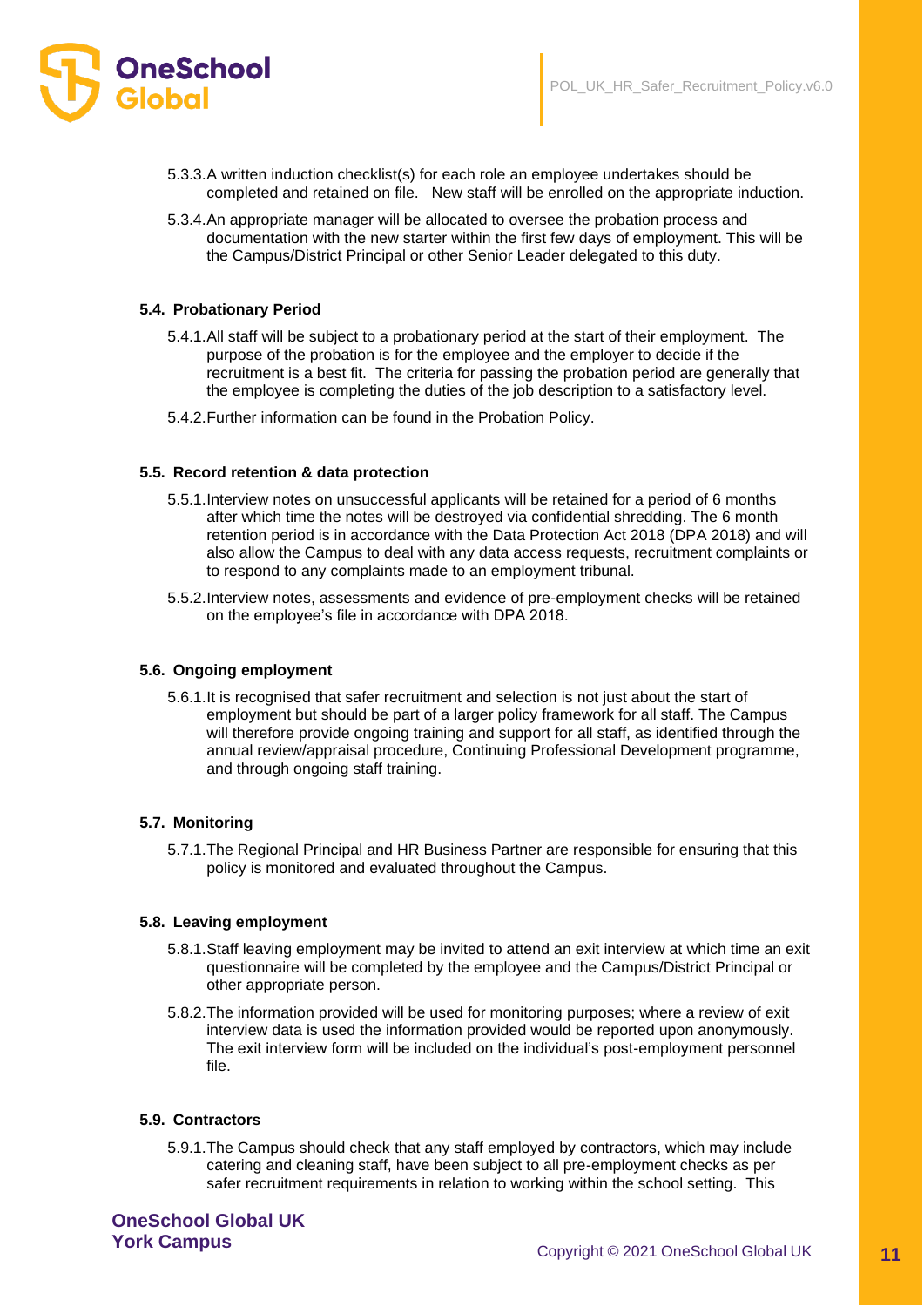5.3.3. A written induction checklist(s) for each role an employee undertakes should be completed and retained on file. New staff will be enrolled on the appropriate induction.

5.3.4. An appropriate manager will be allocated to oversee the probation process and documentation with the new starter within the first few days of employment. This will be the Campus/District Principal or other Senior Leader delegated to this duty.

### 5.4. Probationary Period

5.4.1. All staff will be subject to a probationary period at the start of their employment. The purpose of the probation is for the employee and the employer to decide if the recruitment is a best fit. The criteria for passing the probation period are generally that the employee is completing the duties of the job description to a satisfactory level.

5.4.2. Further information can be found in the Probation Policy.

### 5.5. Record retention & data protection

5.5.1. Interview notes on unsuccessful applicants will be retained for a period of 6 months after which time the notes will be destroyed via confidential shredding. The 6 month retention period is in accordance with the Data Protection Act 2018 (DPA 2018) and will also allow the Campus to deal with any data access requests, recruitment complaints or to respond to any complaints made to an employment tribunal.

5.5.2. Interview notes, assessments and evidence of pre-employment checks will be retained on the employee's file in accordance with DPA 2018.

### 5.6. Ongoing employment

5.6.1. It is recognised that safer recruitment and selection is not just about the start of employment but should be part of a larger policy framework for all staff. The Campus will therefore provide ongoing training and support for all staff, as identified through the annual review/appraisal procedure, Continuing Professional Development programme, and through ongoing staff training.

### 5.7. Monitoring

5.7.1. The Regional Principal and HR Business Partner are responsible for ensuring that this policy is monitored and evaluated throughout the Campus.

### 5.8. Leaving employment

5.8.1. Staff leaving employment may be invited to attend an exit interview at which time an exit questionnaire will be completed by the employee and the Campus/District Principal or other appropriate person.

5.8.2. The information provided will be used for monitoring purposes; where a review of exit interview data is used the information provided would be reported upon anonymously. The exit interview form will be included on the individual's post-employment personnel file.

### 5.9. Contractors

5.9.1. The Campus should check that any staff employed by contractors, which may include catering and cleaning staff, have been subject to all pre-employment checks as per safer recruitment requirements in relation to working within the school setting. This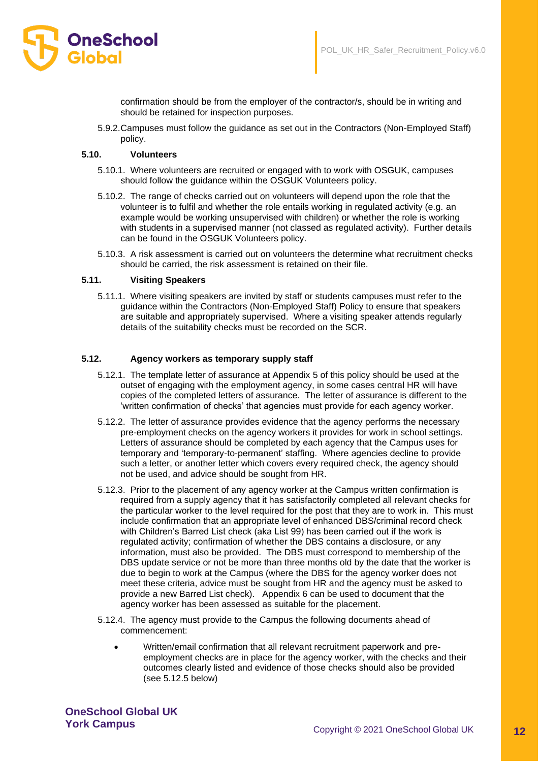confirmation should be from the employer of the contractor/s, should be in writing and should be retained for inspection purposes.

5.9.2. Campuses must follow the guidance as set out in the Contractors (Non-Employed Staff) policy.

**5.10. Volunteers**

5.10.1. Where volunteers are recruited or engaged with to work with OSGUK, campuses should follow the guidance within the OSGUK Volunteers policy.

5.10.2. The range of checks carried out on volunteers will depend upon the role that the volunteer is to fulfil and whether the role entails working in regulated activity (e.g. an example would be working unsupervised with children) or whether the role is working with students in a supervised manner (not classed as regulated activity). Further details can be found in the OSGUK Volunteers policy.

5.10.3. A risk assessment is carried out on volunteers the determine what recruitment checks should be carried, the risk assessment is retained on their file.

**5.11. Visiting Speakers**

5.11.1. Where visiting speakers are invited by staff or students campuses must refer to the guidance within the Contractors (Non-Employed Staff) Policy to ensure that speakers are suitable and appropriately supervised. Where a visiting speaker attends regularly details of the suitability checks must be recorded on the SCR.

**5.12. Agency workers as temporary supply staff**

5.12.1. The template letter of assurance at Appendix 5 of this policy should be used at the outset of engaging with the employment agency, in some cases central HR will have copies of the completed letters of assurance. The letter of assurance is different to the 'written confirmation of checks' that agencies must provide for each agency worker.

5.12.2. The letter of assurance provides evidence that the agency performs the necessary pre-employment checks on the agency workers it provides for work in school settings. Letters of assurance should be completed by each agency that the Campus uses for temporary and 'temporary-to-permanent' staffing. Where agencies decline to provide such a letter, or another letter which covers every required check, the agency should not be used, and advice should be sought from HR.

5.12.3. Prior to the placement of any agency worker at the Campus written confirmation is required from a supply agency that it has satisfactorily completed all relevant checks for the particular worker to the level required for the post that they are to work in. This must include confirmation that an appropriate level of enhanced DBS/criminal record check with Children's Barred List check (aka List 99) has been carried out if the work is regulated activity; confirmation of whether the DBS contains a disclosure, or any information, must also be provided. The DBS must correspond to membership of the DBS update service or not be more than three months old by the date that the worker is due to begin to work at the Campus (where the DBS for the agency worker does not meet these criteria, advice must be sought from HR and the agency must be asked to provide a new Barred List check). Appendix 6 can be used to document that the agency worker has been assessed as suitable for the placement.

5.12.4. The agency must provide to the Campus the following documents ahead of commencement:

- Written/email confirmation that all relevant recruitment paperwork and pre-employment checks are in place for the agency worker, with the checks and their outcomes clearly listed and evidence of those checks should also be provided (see 5.12.5 below)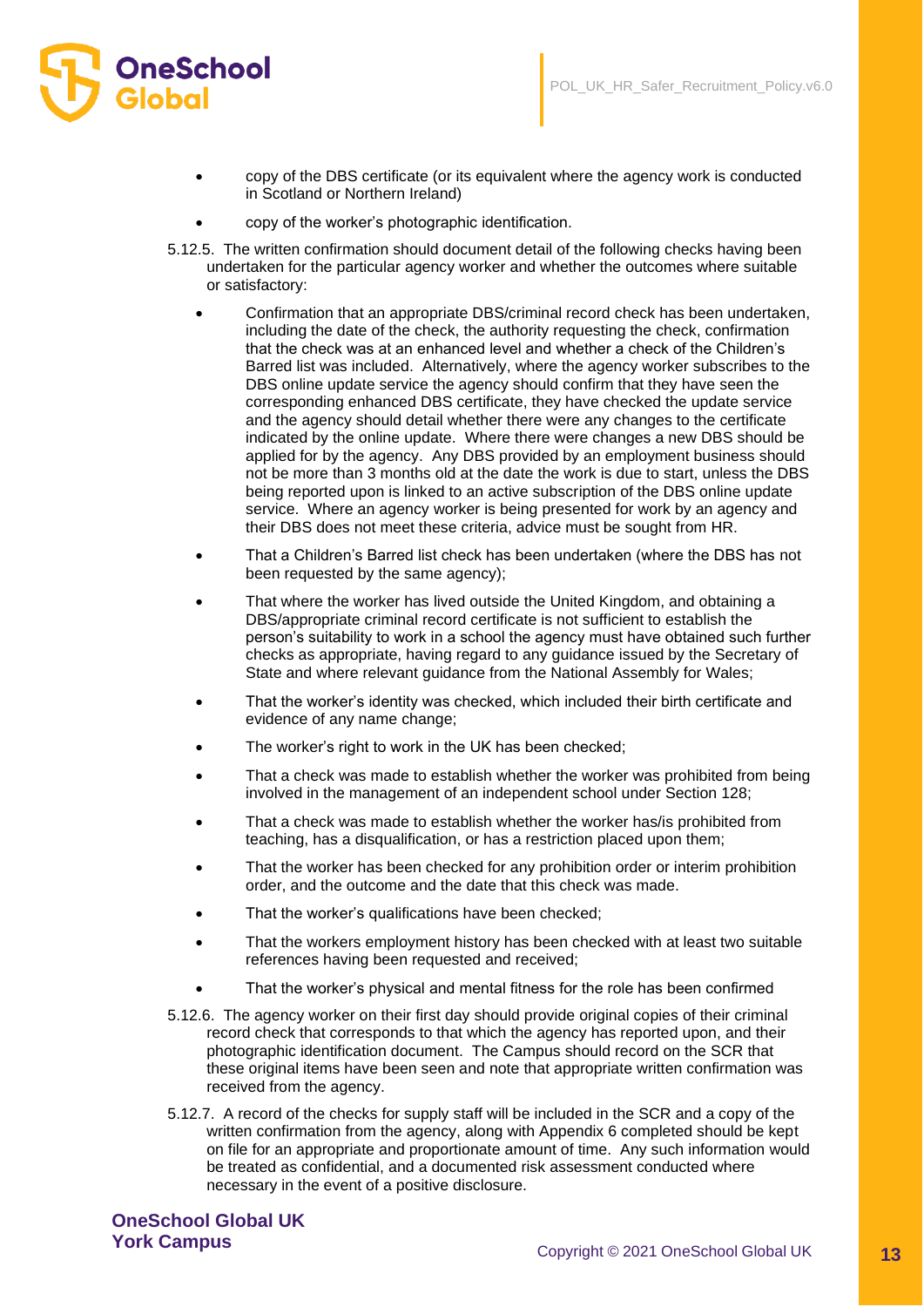- copy of the DBS certificate (or its equivalent where the agency work is conducted in Scotland or Northern Ireland)
- copy of the worker's photographic identification.

5.12.5. The written confirmation should document detail of the following checks having been undertaken for the particular agency worker and whether the outcomes where suitable or satisfactory:

- Confirmation that an appropriate DBS/criminal record check has been undertaken, including the date of the check, the authority requesting the check, confirmation that the check was at an enhanced level and whether a check of the Children's Barred list was included. Alternatively, where the agency worker subscribes to the DBS online update service the agency should confirm that they have seen the corresponding enhanced DBS certificate, they have checked the update service and the agency should detail whether there were any changes to the certificate indicated by the online update. Where there were changes a new DBS should be applied for by the agency. Any DBS provided by an employment business should not be more than 3 months old at the date the work is due to start, unless the DBS being reported upon is linked to an active subscription of the DBS online update service. Where an agency worker is being presented for work by an agency and their DBS does not meet these criteria, advice must be sought from HR.
- That a Children's Barred list check has been undertaken (where the DBS has not been requested by the same agency);
- That where the worker has lived outside the United Kingdom, and obtaining a DBS/appropriate criminal record certificate is not sufficient to establish the person's suitability to work in a school the agency must have obtained such further checks as appropriate, having regard to any guidance issued by the Secretary of State and where relevant guidance from the National Assembly for Wales;
- That the worker's identity was checked, which included their birth certificate and evidence of any name change;
- The worker's right to work in the UK has been checked;
- That a check was made to establish whether the worker was prohibited from being involved in the management of an independent school under Section 128;
- That a check was made to establish whether the worker has/is prohibited from teaching, has a disqualification, or has a restriction placed upon them;
- That the worker has been checked for any prohibition order or interim prohibition order, and the outcome and the date that this check was made.
- That the worker's qualifications have been checked;
- That the workers employment history has been checked with at least two suitable references having been requested and received;
- That the worker's physical and mental fitness for the role has been confirmed

5.12.6. The agency worker on their first day should provide original copies of their criminal record check that corresponds to that which the agency has reported upon, and their photographic identification document. The Campus should record on the SCR that these original items have been seen and note that appropriate written confirmation was received from the agency.

5.12.7. A record of the checks for supply staff will be included in the SCR and a copy of the written confirmation from the agency, along with Appendix 6 completed should be kept on file for an appropriate and proportionate amount of time. Any such information would be treated as confidential, and a documented risk assessment conducted where necessary in the event of a positive disclosure.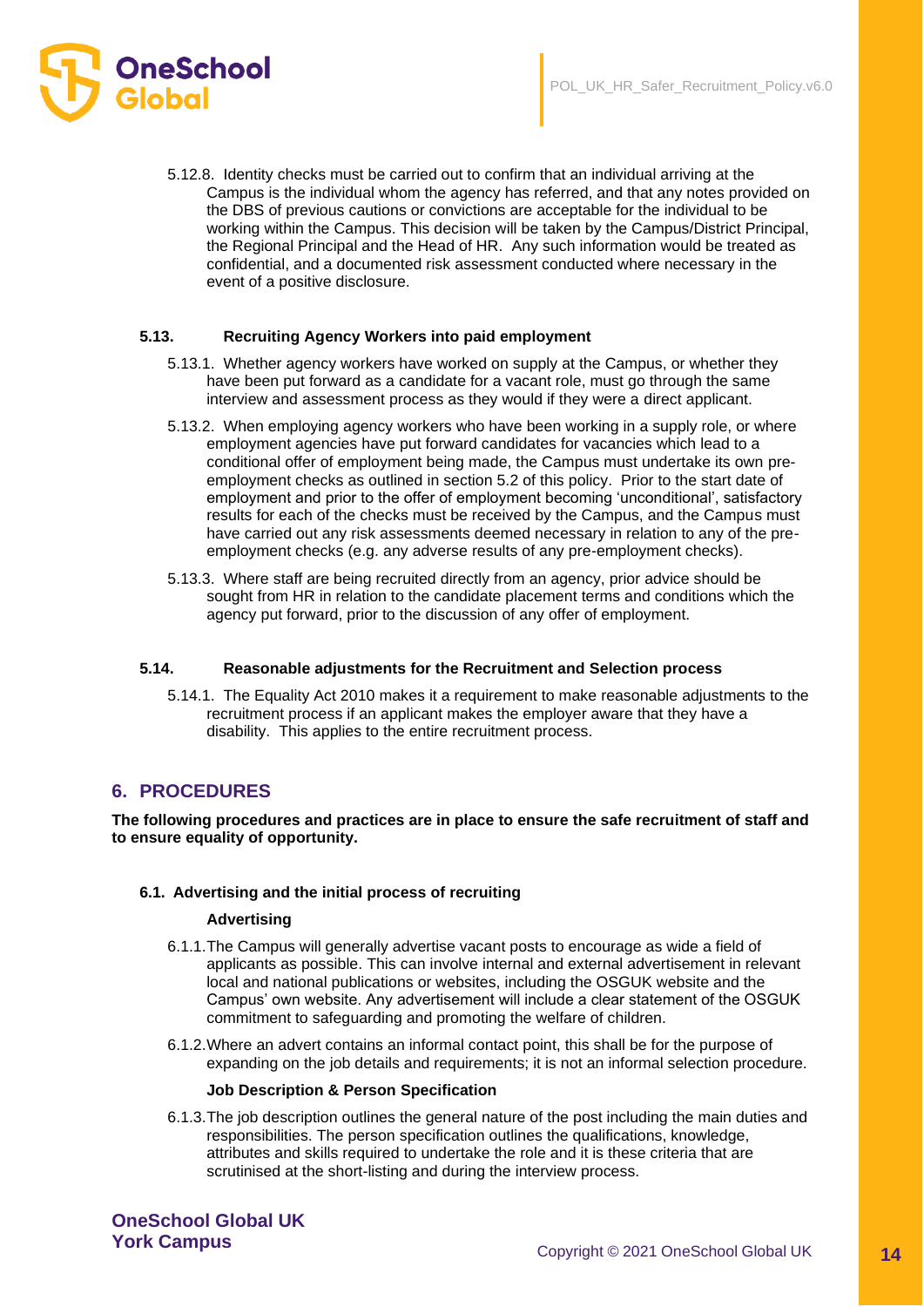5.12.8. Identity checks must be carried out to confirm that an individual arriving at the Campus is the individual whom the agency has referred, and that any notes provided on the DBS of previous cautions or convictions are acceptable for the individual to be working within the Campus. This decision will be taken by the Campus/District Principal, the Regional Principal and the Head of HR. Any such information would be treated as confidential, and a documented risk assessment conducted where necessary in the event of a positive disclosure.

### 5.13. Recruiting Agency Workers into paid employment

5.13.1. Whether agency workers have worked on supply at the Campus, or whether they have been put forward as a candidate for a vacant role, must go through the same interview and assessment process as they would if they were a direct applicant.

5.13.2. When employing agency workers who have been working in a supply role, or where employment agencies have put forward candidates for vacancies which lead to a conditional offer of employment being made, the Campus must undertake its own pre-employment checks as outlined in section 5.2 of this policy. Prior to the start date of employment and prior to the offer of employment becoming 'unconditional', satisfactory results for each of the checks must be received by the Campus, and the Campus must have carried out any risk assessments deemed necessary in relation to any of the pre-employment checks (e.g. any adverse results of any pre-employment checks).

5.13.3. Where staff are being recruited directly from an agency, prior advice should be sought from HR in relation to the candidate placement terms and conditions which the agency put forward, prior to the discussion of any offer of employment.

### 5.14. Reasonable adjustments for the Recruitment and Selection process

5.14.1. The Equality Act 2010 makes it a requirement to make reasonable adjustments to the recruitment process if an applicant makes the employer aware that they have a disability. This applies to the entire recruitment process.

## 6. PROCEDURES

**The following procedures and practices are in place to ensure the safe recruitment of staff and to ensure equality of opportunity.**

### 6.1. Advertising and the initial process of recruiting

**Advertising**

6.1.1. The Campus will generally advertise vacant posts to encourage as wide a field of applicants as possible. This can involve internal and external advertisement in relevant local and national publications or websites, including the OSGUK website and the Campus' own website. Any advertisement will include a clear statement of the OSGUK commitment to safeguarding and promoting the welfare of children.

6.1.2. Where an advert contains an informal contact point, this shall be for the purpose of expanding on the job details and requirements; it is not an informal selection procedure.

**Job Description & Person Specification**

6.1.3. The job description outlines the general nature of the post including the main duties and responsibilities. The person specification outlines the qualifications, knowledge, attributes and skills required to undertake the role and it is these criteria that are scrutinised at the short-listing and during the interview process.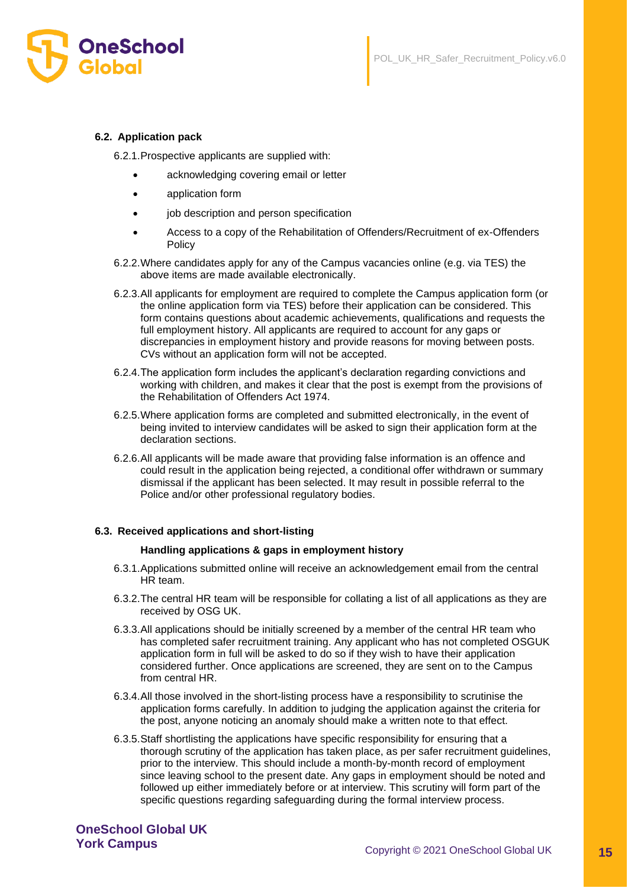### 6.2. Application pack

6.2.1. Prospective applicants are supplied with:

- acknowledging covering email or letter
- application form
- job description and person specification
- Access to a copy of the Rehabilitation of Offenders/Recruitment of ex-Offenders Policy

6.2.2. Where candidates apply for any of the Campus vacancies online (e.g. via TES) the above items are made available electronically.

6.2.3. All applicants for employment are required to complete the Campus application form (or the online application form via TES) before their application can be considered. This form contains questions about academic achievements, qualifications and requests the full employment history. All applicants are required to account for any gaps or discrepancies in employment history and provide reasons for moving between posts. CVs without an application form will not be accepted.

6.2.4. The application form includes the applicant's declaration regarding convictions and working with children, and makes it clear that the post is exempt from the provisions of the Rehabilitation of Offenders Act 1974.

6.2.5. Where application forms are completed and submitted electronically, in the event of being invited to interview candidates will be asked to sign their application form at the declaration sections.

6.2.6. All applicants will be made aware that providing false information is an offence and could result in the application being rejected, a conditional offer withdrawn or summary dismissal if the applicant has been selected. It may result in possible referral to the Police and/or other professional regulatory bodies.

### 6.3. Received applications and short-listing

**Handling applications & gaps in employment history**

6.3.1. Applications submitted online will receive an acknowledgement email from the central HR team.

6.3.2. The central HR team will be responsible for collating a list of all applications as they are received by OSG UK.

6.3.3. All applications should be initially screened by a member of the central HR team who has completed safer recruitment training. Any applicant who has not completed OSGUK application form in full will be asked to do so if they wish to have their application considered further. Once applications are screened, they are sent on to the Campus from central HR.

6.3.4. All those involved in the short-listing process have a responsibility to scrutinise the application forms carefully. In addition to judging the application against the criteria for the post, anyone noticing an anomaly should make a written note to that effect.

6.3.5. Staff shortlisting the applications have specific responsibility for ensuring that a thorough scrutiny of the application has taken place, as per safer recruitment guidelines, prior to the interview. This should include a month-by-month record of employment since leaving school to the present date. Any gaps in employment should be noted and followed up either immediately before or at interview. This scrutiny will form part of the specific questions regarding safeguarding during the formal interview process.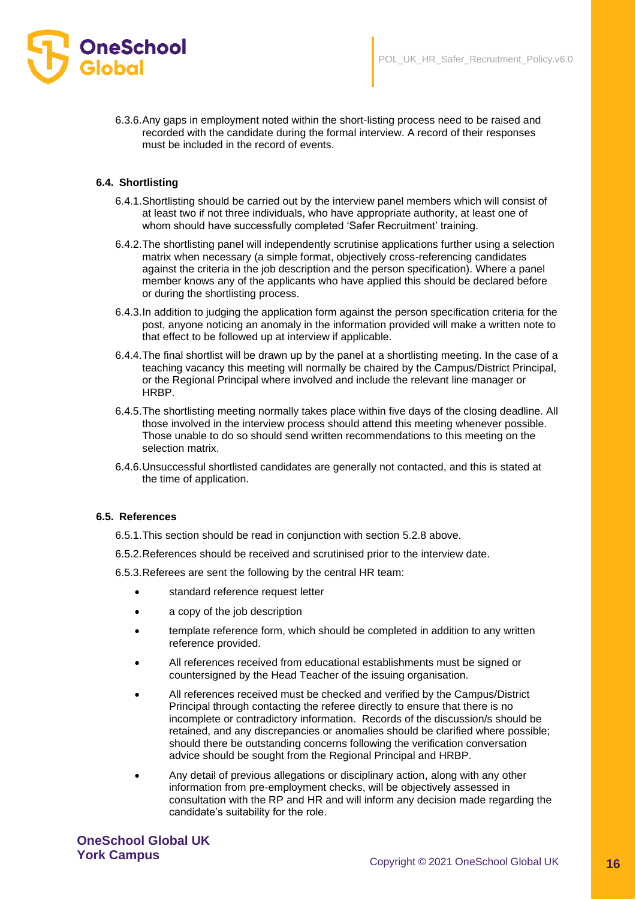6.3.6. Any gaps in employment noted within the short-listing process need to be raised and recorded with the candidate during the formal interview. A record of their responses must be included in the record of events.

### 6.4. Shortlisting

6.4.1. Shortlisting should be carried out by the interview panel members which will consist of at least two if not three individuals, who have appropriate authority, at least one of whom should have successfully completed 'Safer Recruitment' training.

6.4.2. The shortlisting panel will independently scrutinise applications further using a selection matrix when necessary (a simple format, objectively cross-referencing candidates against the criteria in the job description and the person specification). Where a panel member knows any of the applicants who have applied this should be declared before or during the shortlisting process.

6.4.3. In addition to judging the application form against the person specification criteria for the post, anyone noticing an anomaly in the information provided will make a written note to that effect to be followed up at interview if applicable.

6.4.4. The final shortlist will be drawn up by the panel at a shortlisting meeting. In the case of a teaching vacancy this meeting will normally be chaired by the Campus/District Principal, or the Regional Principal where involved and include the relevant line manager or HRBP.

6.4.5. The shortlisting meeting normally takes place within five days of the closing deadline. All those involved in the interview process should attend this meeting whenever possible. Those unable to do so should send written recommendations to this meeting on the selection matrix.

6.4.6. Unsuccessful shortlisted candidates are generally not contacted, and this is stated at the time of application.

### 6.5. References

6.5.1. This section should be read in conjunction with section 5.2.8 above.

6.5.2. References should be received and scrutinised prior to the interview date.

6.5.3. Referees are sent the following by the central HR team:

- standard reference request letter
- a copy of the job description
- template reference form, which should be completed in addition to any written reference provided.
- All references received from educational establishments must be signed or countersigned by the Head Teacher of the issuing organisation.
- All references received must be checked and verified by the Campus/District Principal through contacting the referee directly to ensure that there is no incomplete or contradictory information. Records of the discussion/s should be retained, and any discrepancies or anomalies should be clarified where possible; should there be outstanding concerns following the verification conversation advice should be sought from the Regional Principal and HRBP.
- Any detail of previous allegations or disciplinary action, along with any other information from pre-employment checks, will be objectively assessed in consultation with the RP and HR and will inform any decision made regarding the candidate's suitability for the role.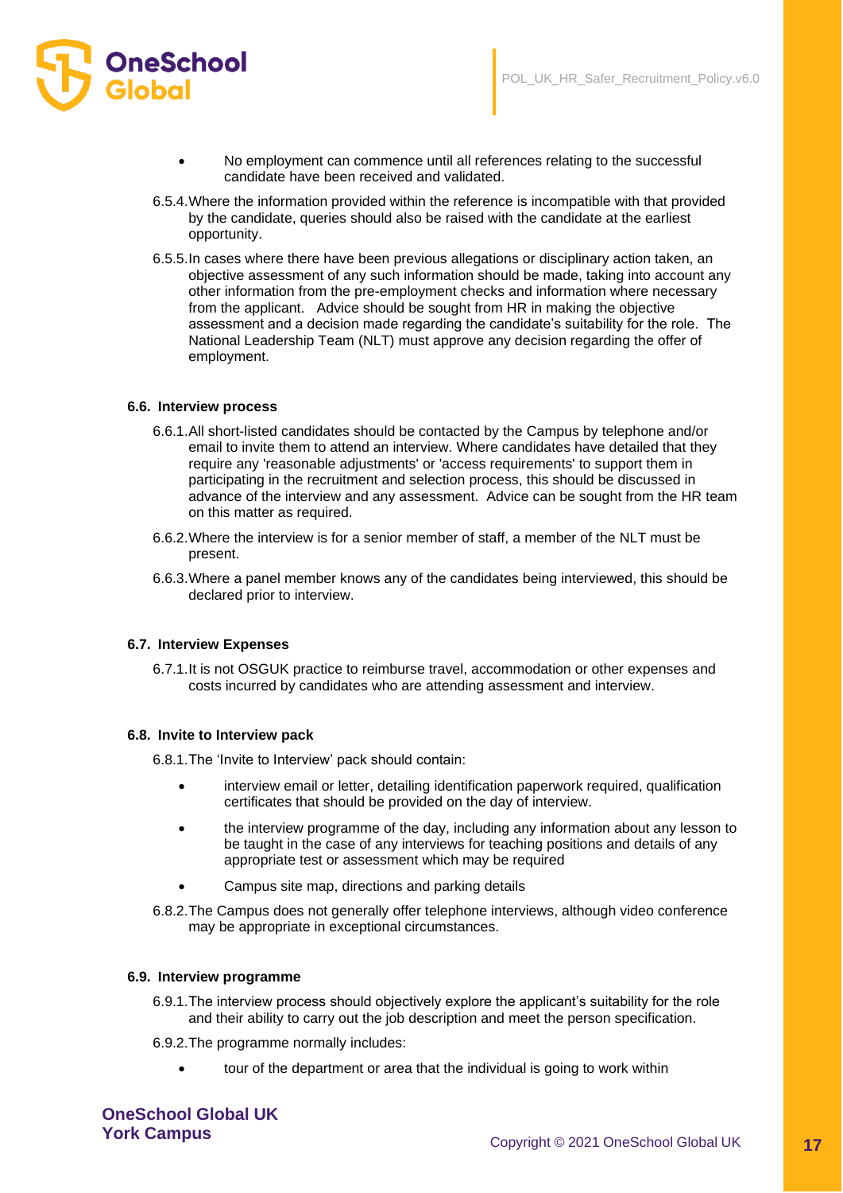- No employment can commence until all references relating to the successful candidate have been received and validated.

6.5.4. Where the information provided within the reference is incompatible with that provided by the candidate, queries should also be raised with the candidate at the earliest opportunity.

6.5.5. In cases where there have been previous allegations or disciplinary action taken, an objective assessment of any such information should be made, taking into account any other information from the pre-employment checks and information where necessary from the applicant. Advice should be sought from HR in making the objective assessment and a decision made regarding the candidate's suitability for the role. The National Leadership Team (NLT) must approve any decision regarding the offer of employment.

### 6.6. Interview process

6.6.1. All short-listed candidates should be contacted by the Campus by telephone and/or email to invite them to attend an interview. Where candidates have detailed that they require any 'reasonable adjustments' or 'access requirements' to support them in participating in the recruitment and selection process, this should be discussed in advance of the interview and any assessment. Advice can be sought from the HR team on this matter as required.

6.6.2. Where the interview is for a senior member of staff, a member of the NLT must be present.

6.6.3. Where a panel member knows any of the candidates being interviewed, this should be declared prior to interview.

### 6.7. Interview Expenses

6.7.1. It is not OSGUK practice to reimburse travel, accommodation or other expenses and costs incurred by candidates who are attending assessment and interview.

### 6.8. Invite to Interview pack

6.8.1. The 'Invite to Interview' pack should contain:

- interview email or letter, detailing identification paperwork required, qualification certificates that should be provided on the day of interview.
- the interview programme of the day, including any information about any lesson to be taught in the case of any interviews for teaching positions and details of any appropriate test or assessment which may be required
- Campus site map, directions and parking details

6.8.2. The Campus does not generally offer telephone interviews, although video conference may be appropriate in exceptional circumstances.

### 6.9. Interview programme

6.9.1. The interview process should objectively explore the applicant's suitability for the role and their ability to carry out the job description and meet the person specification.

6.9.2. The programme normally includes:

- tour of the department or area that the individual is going to work within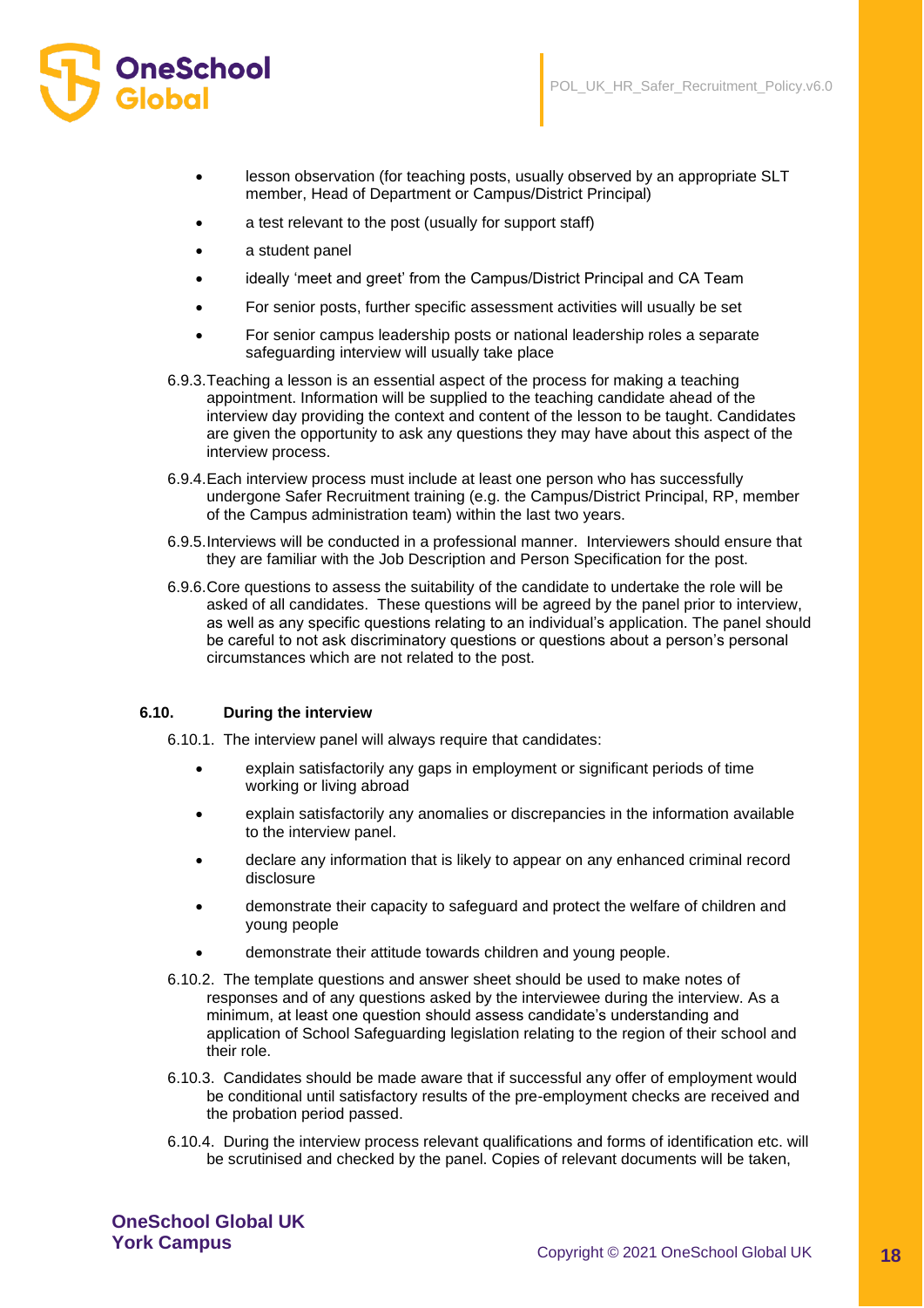- lesson observation (for teaching posts, usually observed by an appropriate SLT member, Head of Department or Campus/District Principal)
- a test relevant to the post (usually for support staff)
- a student panel
- ideally 'meet and greet' from the Campus/District Principal and CA Team
- For senior posts, further specific assessment activities will usually be set
- For senior campus leadership posts or national leadership roles a separate safeguarding interview will usually take place

6.9.3. Teaching a lesson is an essential aspect of the process for making a teaching appointment. Information will be supplied to the teaching candidate ahead of the interview day providing the context and content of the lesson to be taught. Candidates are given the opportunity to ask any questions they may have about this aspect of the interview process.

6.9.4. Each interview process must include at least one person who has successfully undergone Safer Recruitment training (e.g. the Campus/District Principal, RP, member of the Campus administration team) within the last two years.

6.9.5. Interviews will be conducted in a professional manner. Interviewers should ensure that they are familiar with the Job Description and Person Specification for the post.

6.9.6. Core questions to assess the suitability of the candidate to undertake the role will be asked of all candidates. These questions will be agreed by the panel prior to interview, as well as any specific questions relating to an individual's application. The panel should be careful to not ask discriminatory questions or questions about a person's personal circumstances which are not related to the post.

### 6.10. During the interview

6.10.1. The interview panel will always require that candidates:

- explain satisfactorily any gaps in employment or significant periods of time working or living abroad
- explain satisfactorily any anomalies or discrepancies in the information available to the interview panel.
- declare any information that is likely to appear on any enhanced criminal record disclosure
- demonstrate their capacity to safeguard and protect the welfare of children and young people
- demonstrate their attitude towards children and young people.

6.10.2. The template questions and answer sheet should be used to make notes of responses and of any questions asked by the interviewee during the interview. As a minimum, at least one question should assess candidate's understanding and application of School Safeguarding legislation relating to the region of their school and their role.

6.10.3. Candidates should be made aware that if successful any offer of employment would be conditional until satisfactory results of the pre-employment checks are received and the probation period passed.

6.10.4. During the interview process relevant qualifications and forms of identification etc. will be scrutinised and checked by the panel. Copies of relevant documents will be taken,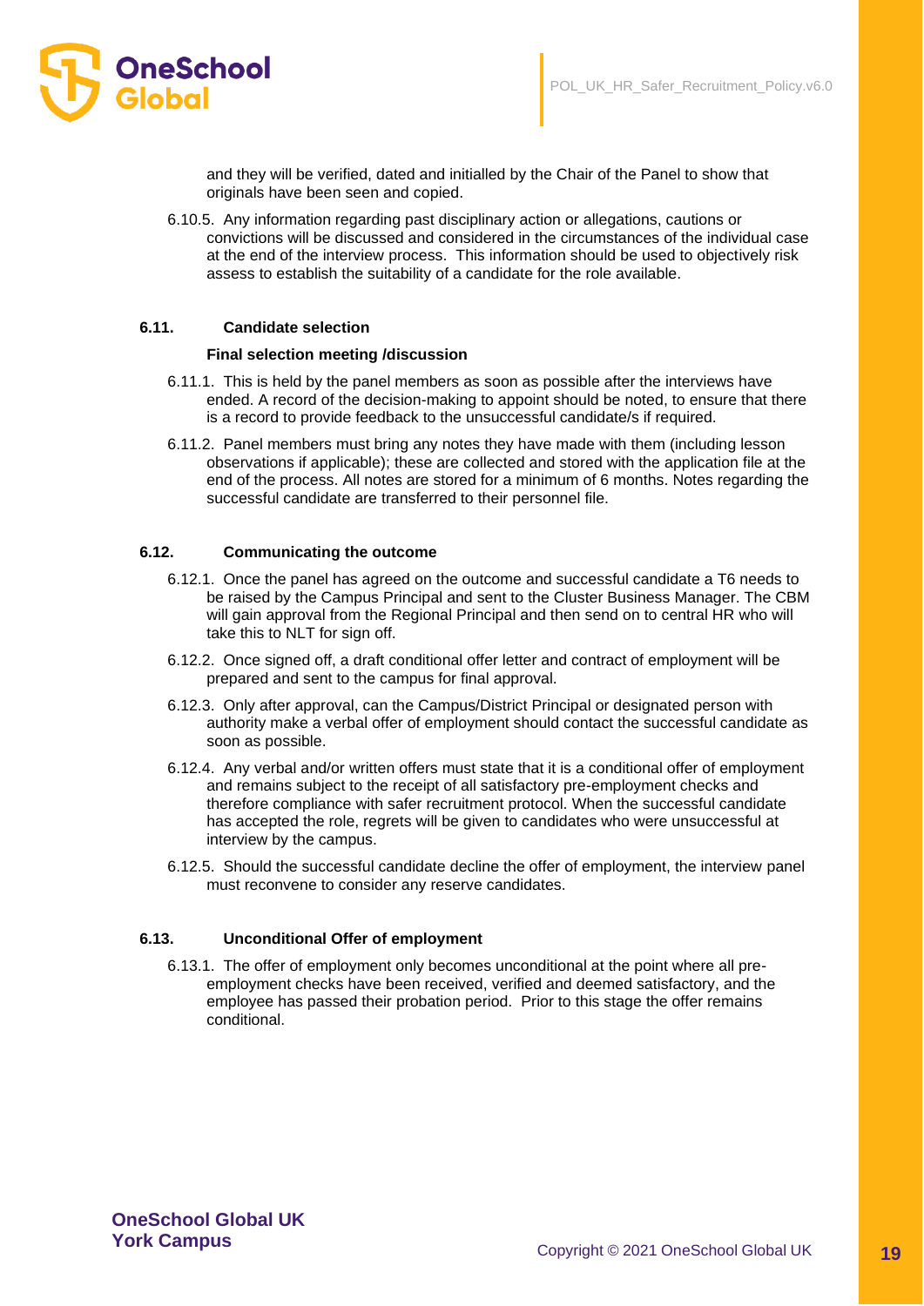and they will be verified, dated and initialled by the Chair of the Panel to show that originals have been seen and copied.

6.10.5. Any information regarding past disciplinary action or allegations, cautions or convictions will be discussed and considered in the circumstances of the individual case at the end of the interview process. This information should be used to objectively risk assess to establish the suitability of a candidate for the role available.

### 6.11. Candidate selection

**Final selection meeting /discussion**

6.11.1. This is held by the panel members as soon as possible after the interviews have ended. A record of the decision-making to appoint should be noted, to ensure that there is a record to provide feedback to the unsuccessful candidate/s if required.

6.11.2. Panel members must bring any notes they have made with them (including lesson observations if applicable); these are collected and stored with the application file at the end of the process. All notes are stored for a minimum of 6 months. Notes regarding the successful candidate are transferred to their personnel file.

### 6.12. Communicating the outcome

6.12.1. Once the panel has agreed on the outcome and successful candidate a T6 needs to be raised by the Campus Principal and sent to the Cluster Business Manager. The CBM will gain approval from the Regional Principal and then send on to central HR who will take this to NLT for sign off.

6.12.2. Once signed off, a draft conditional offer letter and contract of employment will be prepared and sent to the campus for final approval.

6.12.3. Only after approval, can the Campus/District Principal or designated person with authority make a verbal offer of employment should contact the successful candidate as soon as possible.

6.12.4. Any verbal and/or written offers must state that it is a conditional offer of employment and remains subject to the receipt of all satisfactory pre-employment checks and therefore compliance with safer recruitment protocol. When the successful candidate has accepted the role, regrets will be given to candidates who were unsuccessful at interview by the campus.

6.12.5. Should the successful candidate decline the offer of employment, the interview panel must reconvene to consider any reserve candidates.

### 6.13. Unconditional Offer of employment

6.13.1. The offer of employment only becomes unconditional at the point where all pre-employment checks have been received, verified and deemed satisfactory, and the employee has passed their probation period. Prior to this stage the offer remains conditional.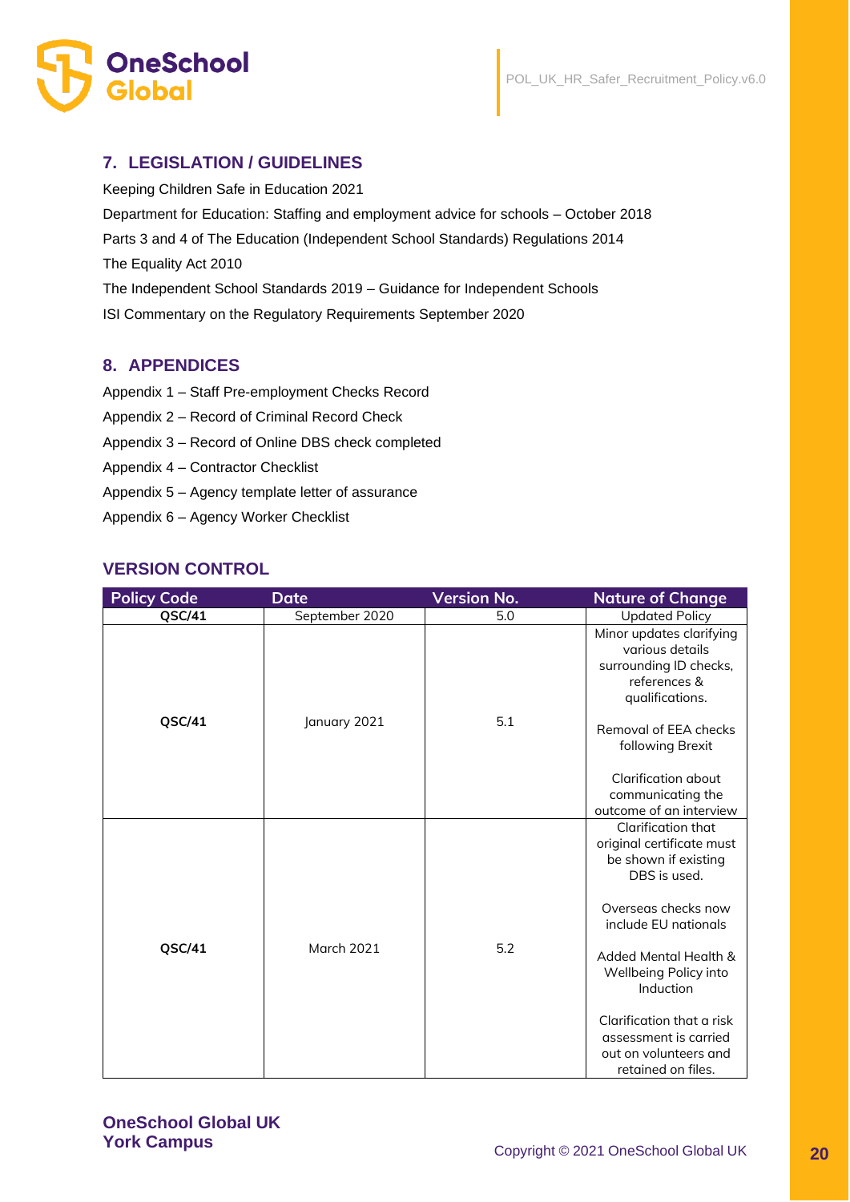## 7. LEGISLATION / GUIDELINES

Keeping Children Safe in Education 2021

Department for Education: Staffing and employment advice for schools – October 2018

Parts 3 and 4 of The Education (Independent School Standards) Regulations 2014

The Equality Act 2010

The Independent School Standards 2019 – Guidance for Independent Schools

ISI Commentary on the Regulatory Requirements September 2020

## 8. APPENDICES

Appendix 1 – Staff Pre-employment Checks Record

Appendix 2 – Record of Criminal Record Check

Appendix 3 – Record of Online DBS check completed

Appendix 4 – Contractor Checklist

Appendix 5 – Agency template letter of assurance

Appendix 6 – Agency Worker Checklist

## VERSION CONTROL

| Policy Code | Date | Version No. | Nature of Change |
|---|---|---|---|
| QSC/41 | September 2020 | 5.0 | Updated Policy |
| QSC/41 | January 2021 | 5.1 | Minor updates clarifying various details surrounding ID checks, references & qualifications.<br><br>Removal of EEA checks following Brexit<br><br>Clarification about communicating the outcome of an interview |
| QSC/41 | March 2021 | 5.2 | Clarification that original certificate must be shown if existing DBS is used.<br><br>Overseas checks now include EU nationals<br><br>Added Mental Health & Wellbeing Policy into Induction<br><br>Clarification that a risk assessment is carried out on volunteers and retained on files. |

**OneSchool Global UK**
**York Campus**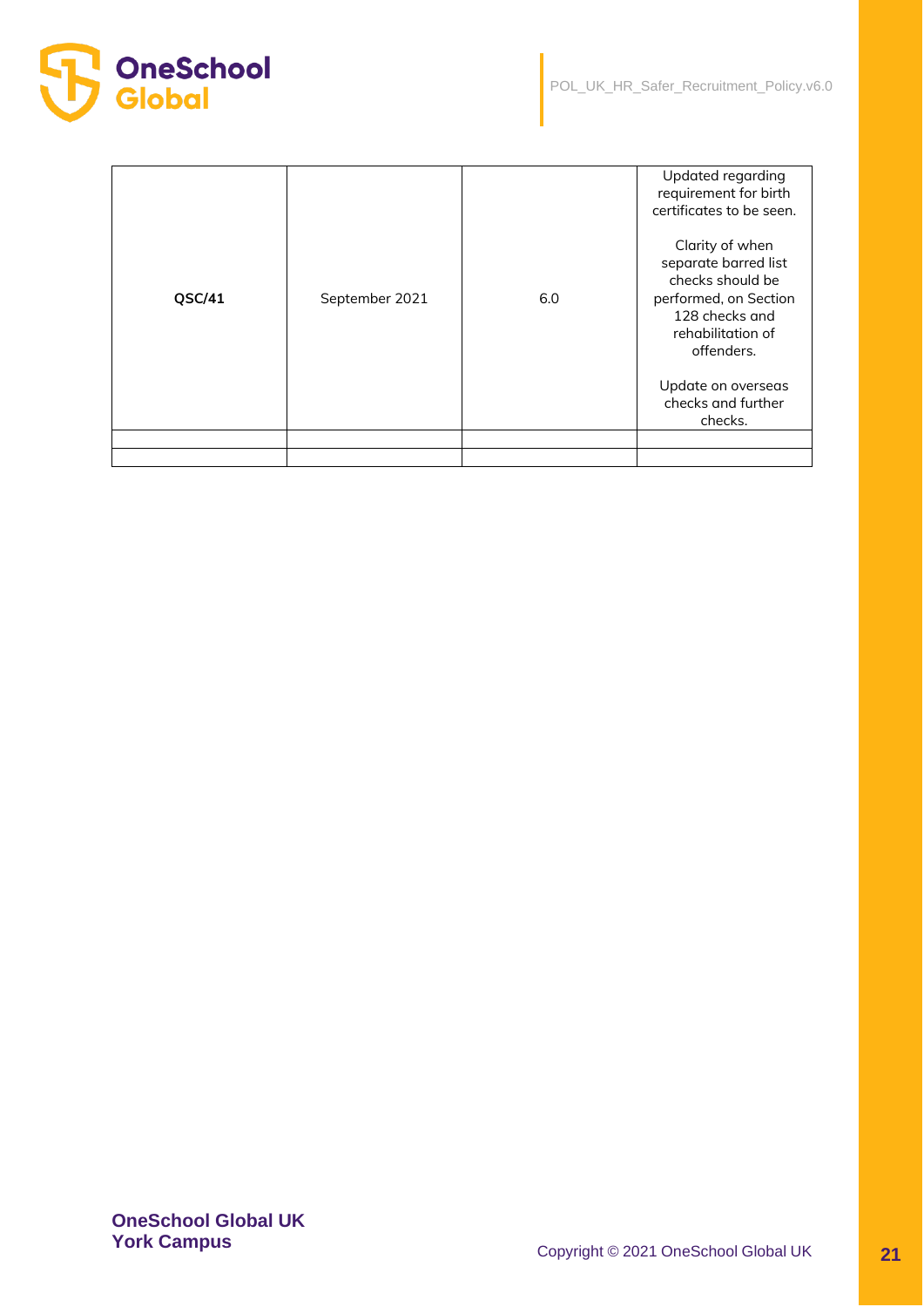| | | | |
|---|---|---|---|
| **QSC/41** | September 2021 | 6.0 | Updated regarding requirement for birth certificates to be seen.<br><br>Clarity of when separate barred list checks should be performed, on Section 128 checks and rehabilitation of offenders.<br><br>Update on overseas checks and further checks. |
| | | | |
| | | | |

**OneSchool Global UK**
**York Campus**

Copyright © 2021 OneSchool Global UK